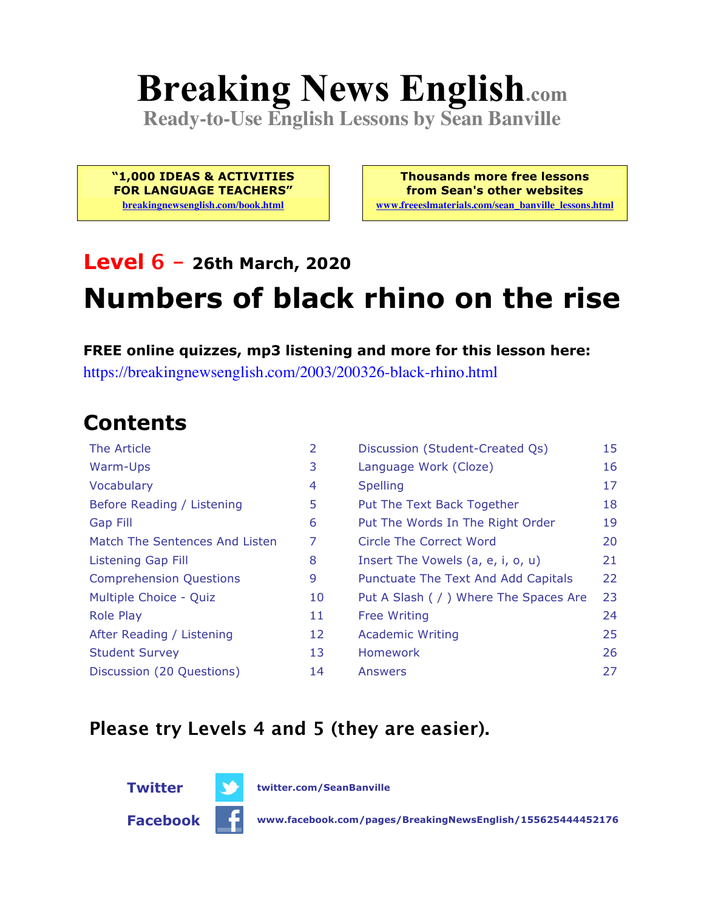# Breaking News English.com

**Ready-to-Use English Lessons by Sean Banville**

**"1,000 IDEAS & ACTIVITIES FOR LANGUAGE TEACHERS"**
breakingnewsenglish.com/book.html

**Thousands more free lessons from Sean's other websites**
www.freeeslmaterials.com/sean_banville_lessons.html

## Level 6 – 26th March, 2020

# Numbers of black rhino on the rise

**FREE online quizzes, mp3 listening and more for this lesson here:**
https://breakingnewsenglish.com/2003/200326-black-rhino.html

## Contents

| | | | |
|---|---|---|---|
| The Article | 2 | Discussion (Student-Created Qs) | 15 |
| Warm-Ups | 3 | Language Work (Cloze) | 16 |
| Vocabulary | 4 | Spelling | 17 |
| Before Reading / Listening | 5 | Put The Text Back Together | 18 |
| Gap Fill | 6 | Put The Words In The Right Order | 19 |
| Match The Sentences And Listen | 7 | Circle The Correct Word | 20 |
| Listening Gap Fill | 8 | Insert The Vowels (a, e, i, o, u) | 21 |
| Comprehension Questions | 9 | Punctuate The Text And Add Capitals | 22 |
| Multiple Choice - Quiz | 10 | Put A Slash ( / ) Where The Spaces Are | 23 |
| Role Play | 11 | Free Writing | 24 |
| After Reading / Listening | 12 | Academic Writing | 25 |
| Student Survey | 13 | Homework | 26 |
| Discussion (20 Questions) | 14 | Answers | 27 |

**Please try Levels 4 and 5 (they are easier).**

**Twitter** twitter.com/SeanBanville

**Facebook** www.facebook.com/pages/BreakingNewsEnglish/155625444452176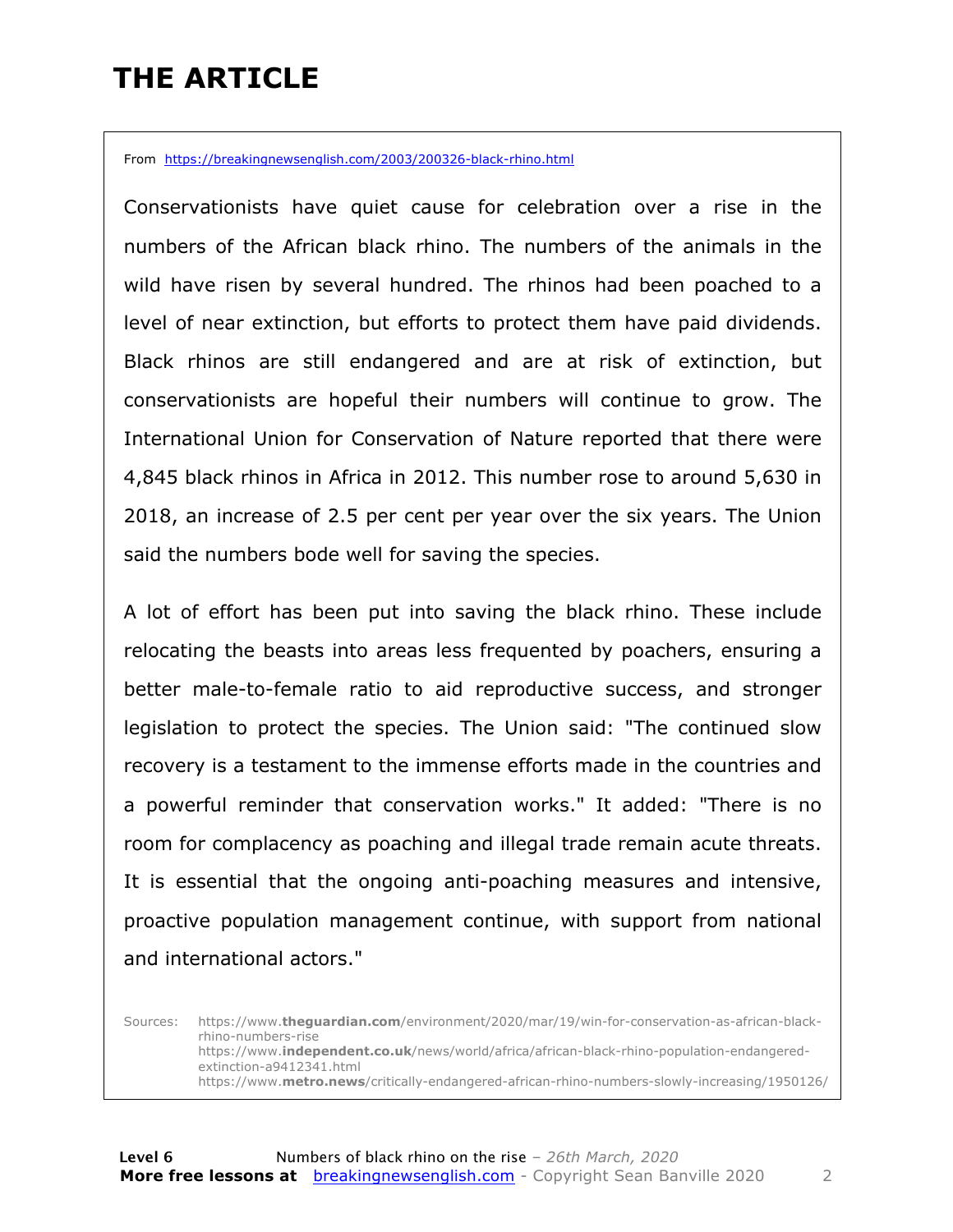# THE ARTICLE

From https://breakingnewsenglish.com/2003/200326-black-rhino.html

Conservationists have quiet cause for celebration over a rise in the numbers of the African black rhino. The numbers of the animals in the wild have risen by several hundred. The rhinos had been poached to a level of near extinction, but efforts to protect them have paid dividends. Black rhinos are still endangered and are at risk of extinction, but conservationists are hopeful their numbers will continue to grow. The International Union for Conservation of Nature reported that there were 4,845 black rhinos in Africa in 2012. This number rose to around 5,630 in 2018, an increase of 2.5 per cent per year over the six years. The Union said the numbers bode well for saving the species.

A lot of effort has been put into saving the black rhino. These include relocating the beasts into areas less frequented by poachers, ensuring a better male-to-female ratio to aid reproductive success, and stronger legislation to protect the species. The Union said: "The continued slow recovery is a testament to the immense efforts made in the countries and a powerful reminder that conservation works." It added: "There is no room for complacency as poaching and illegal trade remain acute threats. It is essential that the ongoing anti-poaching measures and intensive, proactive population management continue, with support from national and international actors."

Sources: https://www.**theguardian.com**/environment/2020/mar/19/win-for-conservation-as-african-black-rhino-numbers-rise
https://www.**independent.co.uk**/news/world/africa/african-black-rhino-population-endangered-extinction-a9412341.html
https://www.**metro.news**/critically-endangered-african-rhino-numbers-slowly-increasing/1950126/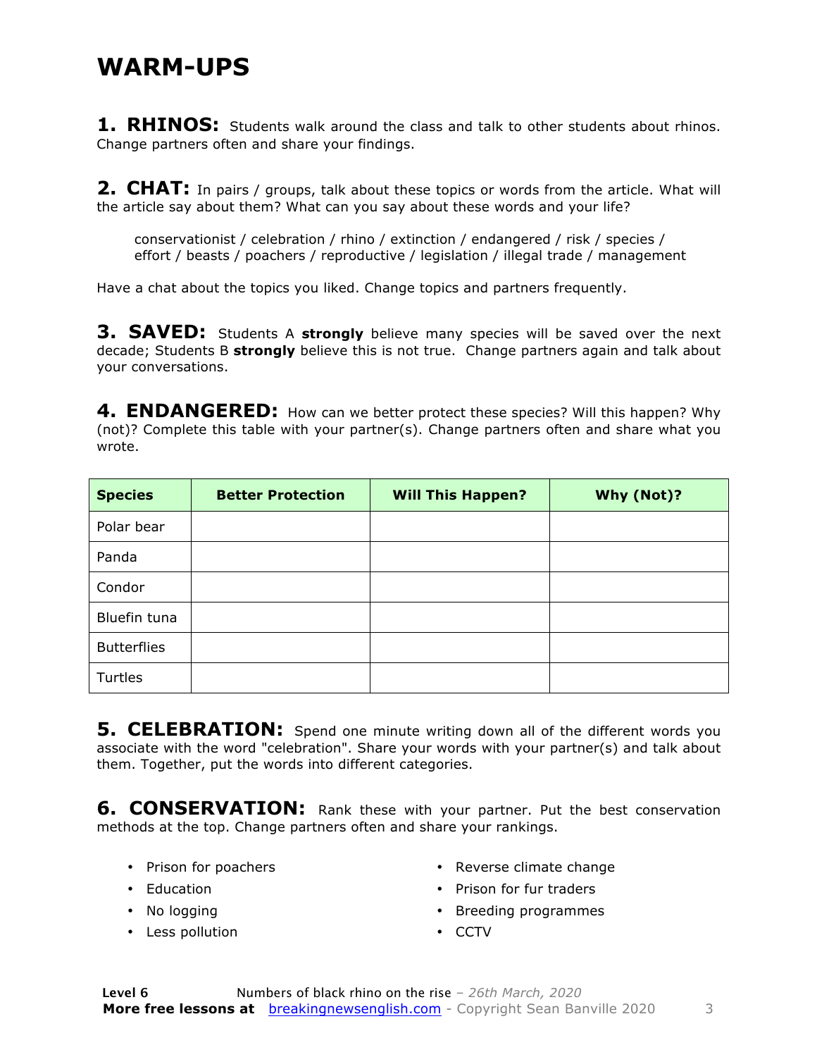# WARM-UPS

**1. RHINOS:** Students walk around the class and talk to other students about rhinos. Change partners often and share your findings.

**2. CHAT:** In pairs / groups, talk about these topics or words from the article. What will the article say about them? What can you say about these words and your life?

> conservationist / celebration / rhino / extinction / endangered / risk / species / effort / beasts / poachers / reproductive / legislation / illegal trade / management

Have a chat about the topics you liked. Change topics and partners frequently.

**3. SAVED:** Students A **strongly** believe many species will be saved over the next decade; Students B **strongly** believe this is not true. Change partners again and talk about your conversations.

**4. ENDANGERED:** How can we better protect these species? Will this happen? Why (not)? Complete this table with your partner(s). Change partners often and share what you wrote.

| Species | Better Protection | Will This Happen? | Why (Not)? |
|---|---|---|---|
| Polar bear | | | |
| Panda | | | |
| Condor | | | |
| Bluefin tuna | | | |
| Butterflies | | | |
| Turtles | | | |

**5. CELEBRATION:** Spend one minute writing down all of the different words you associate with the word "celebration". Share your words with your partner(s) and talk about them. Together, put the words into different categories.

**6. CONSERVATION:** Rank these with your partner. Put the best conservation methods at the top. Change partners often and share your rankings.

- Prison for poachers
- Education
- No logging
- Less pollution
- Reverse climate change
- Prison for fur traders
- Breeding programmes
- CCTV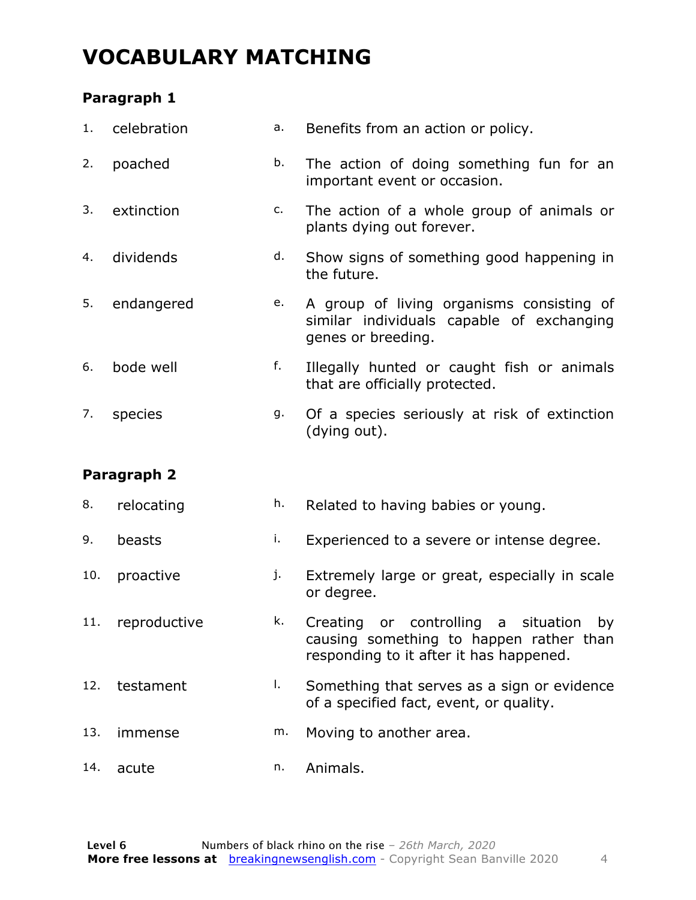# VOCABULARY MATCHING

### Paragraph 1

| | | | |
|---|---|---|---|
| 1. | celebration | a. | Benefits from an action or policy. |
| 2. | poached | b. | The action of doing something fun for an important event or occasion. |
| 3. | extinction | c. | The action of a whole group of animals or plants dying out forever. |
| 4. | dividends | d. | Show signs of something good happening in the future. |
| 5. | endangered | e. | A group of living organisms consisting of similar individuals capable of exchanging genes or breeding. |
| 6. | bode well | f. | Illegally hunted or caught fish or animals that are officially protected. |
| 7. | species | g. | Of a species seriously at risk of extinction (dying out). |

### Paragraph 2

| | | | |
|---|---|---|---|
| 8. | relocating | h. | Related to having babies or young. |
| 9. | beasts | i. | Experienced to a severe or intense degree. |
| 10. | proactive | j. | Extremely large or great, especially in scale or degree. |
| 11. | reproductive | k. | Creating or controlling a situation by causing something to happen rather than responding to it after it has happened. |
| 12. | testament | l. | Something that serves as a sign or evidence of a specified fact, event, or quality. |
| 13. | immense | m. | Moving to another area. |
| 14. | acute | n. | Animals. |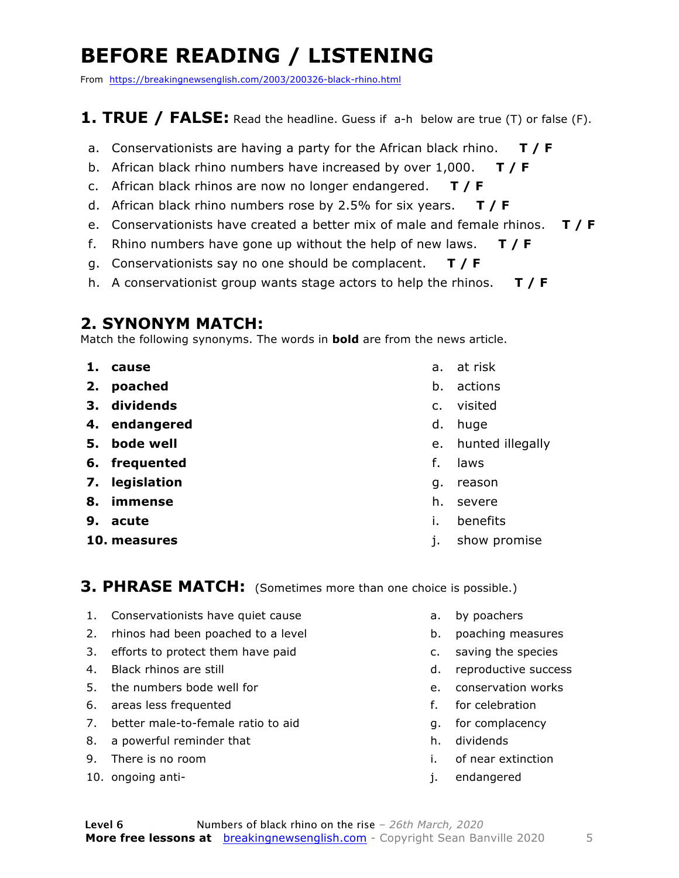# BEFORE READING / LISTENING

From https://breakingnewsenglish.com/2003/200326-black-rhino.html

## 1. TRUE / FALSE: Read the headline. Guess if a-h below are true (T) or false (F).

a. Conservationists are having a party for the African black rhino. **T / F**
b. African black rhino numbers have increased by over 1,000. **T / F**
c. African black rhinos are now no longer endangered. **T / F**
d. African black rhino numbers rose by 2.5% for six years. **T / F**
e. Conservationists have created a better mix of male and female rhinos. **T / F**
f. Rhino numbers have gone up without the help of new laws. **T / F**
g. Conservationists say no one should be complacent. **T / F**
h. A conservationist group wants stage actors to help the rhinos. **T / F**

## 2. SYNONYM MATCH:

Match the following synonyms. The words in **bold** are from the news article.

1. **cause**
2. **poached**
3. **dividends**
4. **endangered**
5. **bode well**
6. **frequented**
7. **legislation**
8. **immense**
9. **acute**
10. **measures**

a. at risk
b. actions
c. visited
d. huge
e. hunted illegally
f. laws
g. reason
h. severe
i. benefits
j. show promise

## 3. PHRASE MATCH: (Sometimes more than one choice is possible.)

1. Conservationists have quiet cause
2. rhinos had been poached to a level
3. efforts to protect them have paid
4. Black rhinos are still
5. the numbers bode well for
6. areas less frequented
7. better male-to-female ratio to aid
8. a powerful reminder that
9. There is no room
10. ongoing anti-

a. by poachers
b. poaching measures
c. saving the species
d. reproductive success
e. conservation works
f. for celebration
g. for complacency
h. dividends
i. of near extinction
j. endangered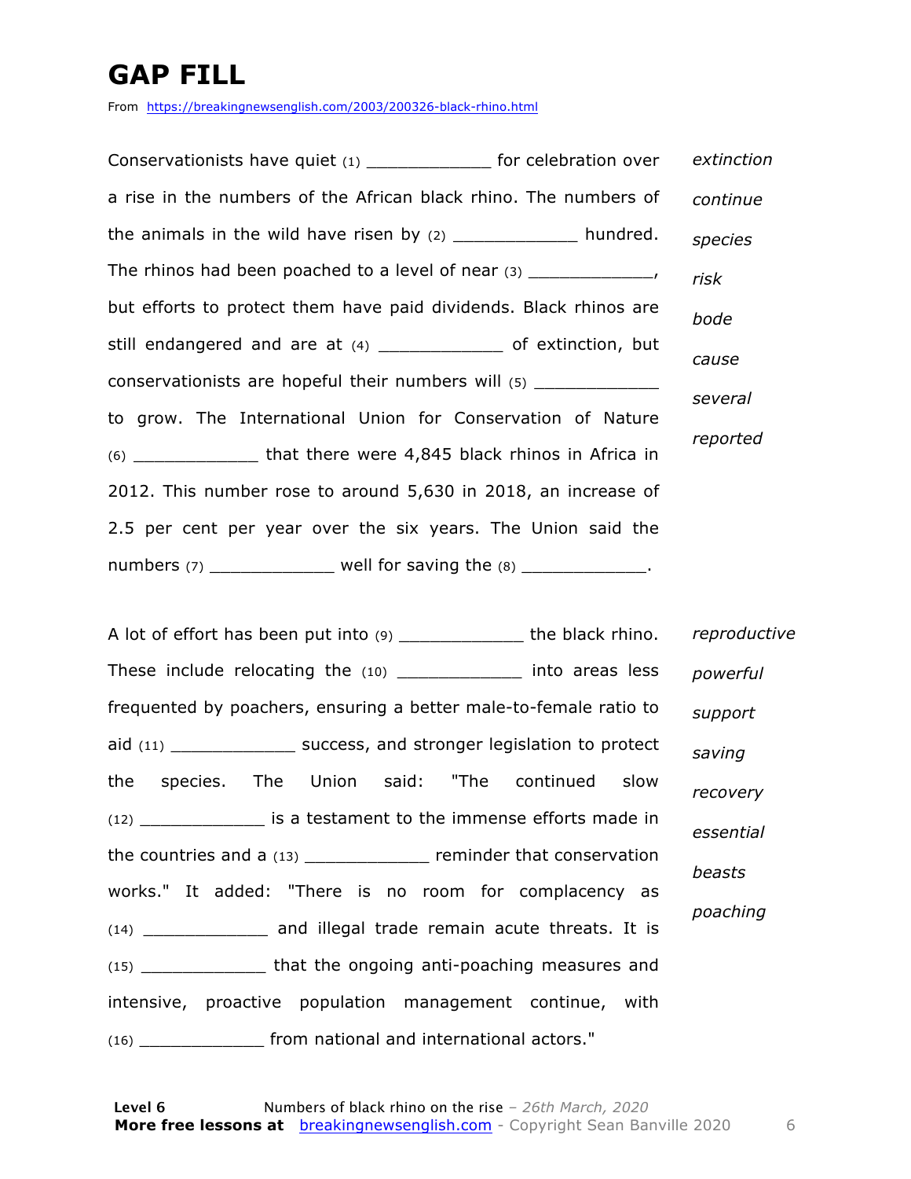# GAP FILL

From https://breakingnewsenglish.com/2003/200326-black-rhino.html

Conservationists have quiet (1) ____________ for celebration over a rise in the numbers of the African black rhino. The numbers of the animals in the wild have risen by (2) ____________ hundred. The rhinos had been poached to a level of near (3) ____________, but efforts to protect them have paid dividends. Black rhinos are still endangered and are at (4) ____________ of extinction, but conservationists are hopeful their numbers will (5) ____________ to grow. The International Union for Conservation of Nature (6) ____________ that there were 4,845 black rhinos in Africa in 2012. This number rose to around 5,630 in 2018, an increase of 2.5 per cent per year over the six years. The Union said the numbers (7) ____________ well for saving the (8) ____________.

*extinction*
*continue*
*species*
*risk*
*bode*
*cause*
*several*
*reported*

A lot of effort has been put into (9) ____________ the black rhino. These include relocating the (10) ____________ into areas less frequented by poachers, ensuring a better male-to-female ratio to aid (11) ____________ success, and stronger legislation to protect the species. The Union said: "The continued slow (12) ____________ is a testament to the immense efforts made in the countries and a (13) ____________ reminder that conservation works." It added: "There is no room for complacency as (14) ____________ and illegal trade remain acute threats. It is (15) ____________ that the ongoing anti-poaching measures and intensive, proactive population management continue, with (16) ____________ from national and international actors."

*reproductive*
*powerful*
*support*
*saving*
*recovery*
*essential*
*beasts*
*poaching*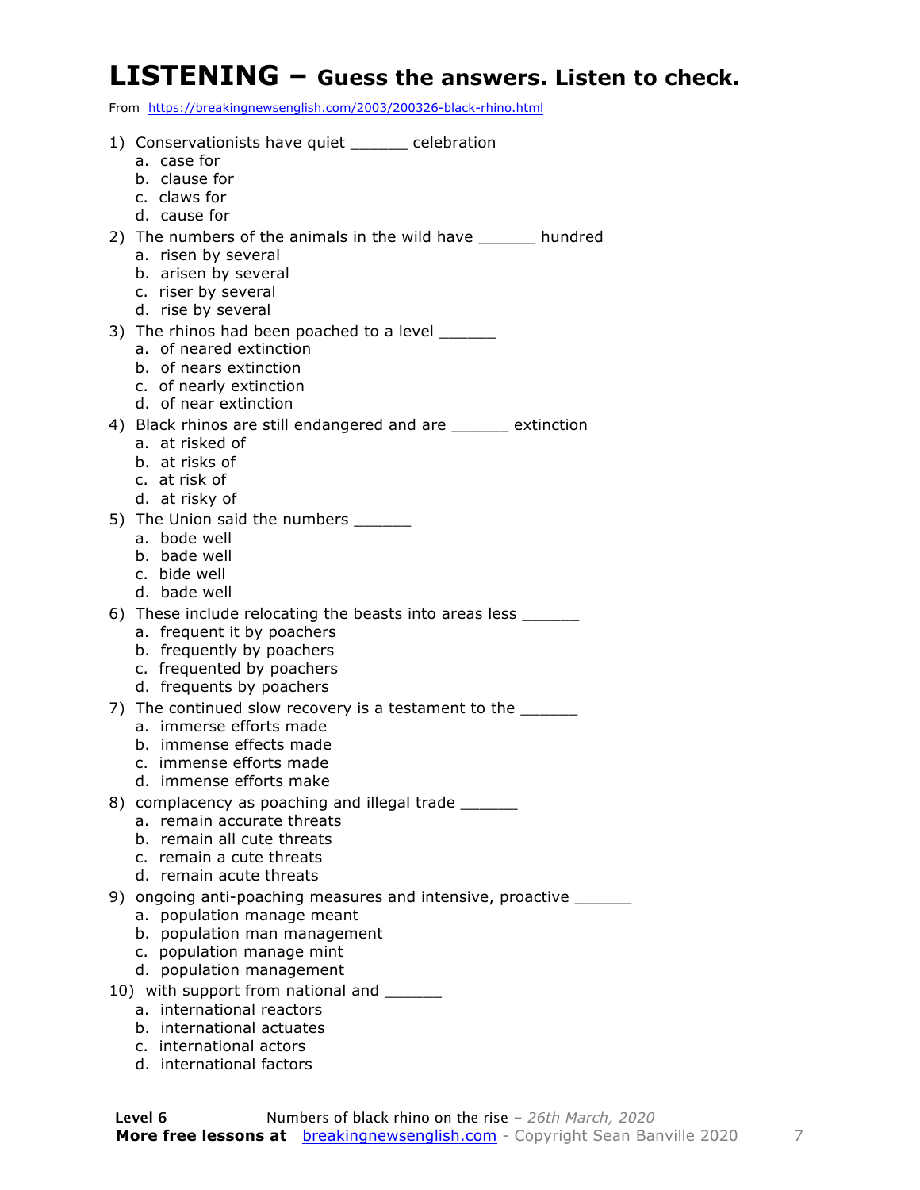# LISTENING – Guess the answers. Listen to check.

From https://breakingnewsenglish.com/2003/200326-black-rhino.html

1) Conservationists have quiet _______ celebration
   a. case for
   b. clause for
   c. claws for
   d. cause for

2) The numbers of the animals in the wild have _______ hundred
   a. risen by several
   b. arisen by several
   c. riser by several
   d. rise by several

3) The rhinos had been poached to a level _______
   a. of neared extinction
   b. of nears extinction
   c. of nearly extinction
   d. of near extinction

4) Black rhinos are still endangered and are _______ extinction
   a. at risked of
   b. at risks of
   c. at risk of
   d. at risky of

5) The Union said the numbers _______
   a. bode well
   b. bade well
   c. bide well
   d. bade well

6) These include relocating the beasts into areas less _______
   a. frequent it by poachers
   b. frequently by poachers
   c. frequented by poachers
   d. frequents by poachers

7) The continued slow recovery is a testament to the _______
   a. immerse efforts made
   b. immense effects made
   c. immense efforts made
   d. immense efforts make

8) complacency as poaching and illegal trade _______
   a. remain accurate threats
   b. remain all cute threats
   c. remain a cute threats
   d. remain acute threats

9) ongoing anti-poaching measures and intensive, proactive _______
   a. population manage meant
   b. population man management
   c. population manage mint
   d. population management

10) with support from national and _______
   a. international reactors
   b. international actuates
   c. international actors
   d. international factors

**Level 6** Numbers of black rhino on the rise – *26th March, 2020*
**More free lessons at** breakingnewsenglish.com - Copyright Sean Banville 2020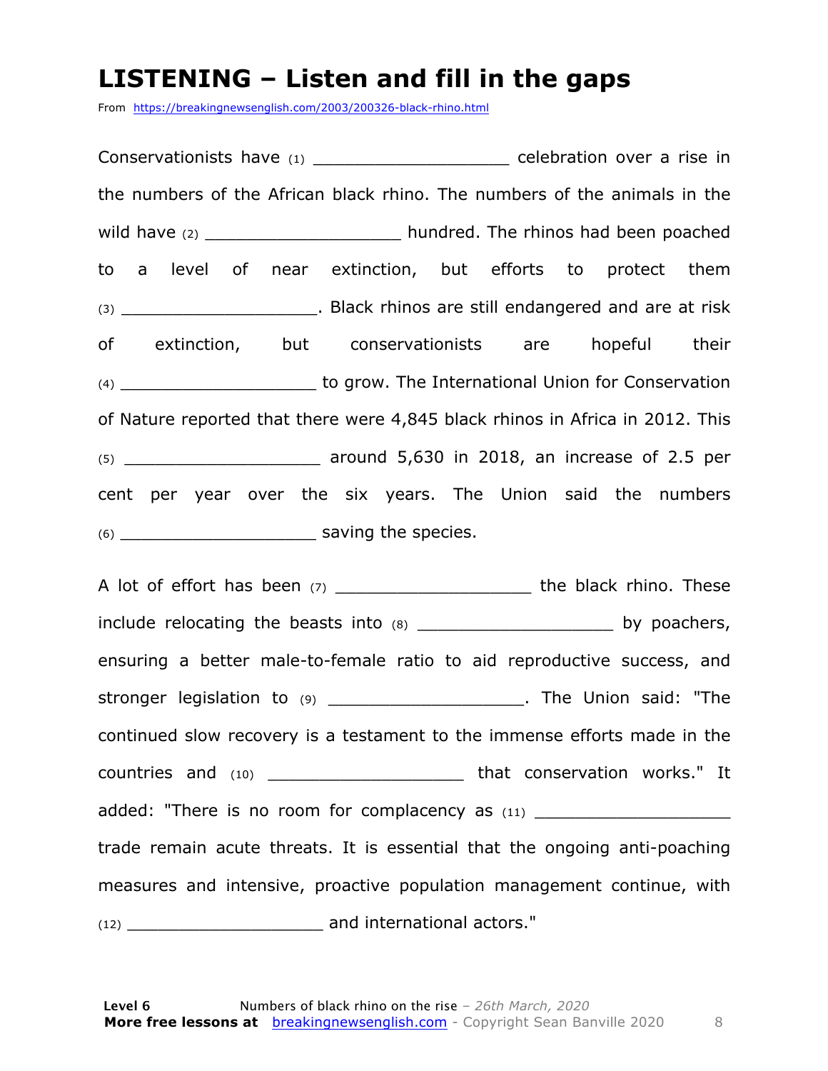# LISTENING – Listen and fill in the gaps

From https://breakingnewsenglish.com/2003/200326-black-rhino.html

Conservationists have (1) ___________________ celebration over a rise in the numbers of the African black rhino. The numbers of the animals in the wild have (2) ___________________ hundred. The rhinos had been poached to a level of near extinction, but efforts to protect them (3) ___________________. Black rhinos are still endangered and are at risk of extinction, but conservationists are hopeful their (4) ___________________ to grow. The International Union for Conservation of Nature reported that there were 4,845 black rhinos in Africa in 2012. This (5) ___________________ around 5,630 in 2018, an increase of 2.5 per cent per year over the six years. The Union said the numbers (6) ___________________ saving the species.

A lot of effort has been (7) ___________________ the black rhino. These include relocating the beasts into (8) ___________________ by poachers, ensuring a better male-to-female ratio to aid reproductive success, and stronger legislation to (9) ___________________. The Union said: "The continued slow recovery is a testament to the immense efforts made in the countries and (10) ___________________ that conservation works." It added: "There is no room for complacency as (11) ___________________ trade remain acute threats. It is essential that the ongoing anti-poaching measures and intensive, proactive population management continue, with (12) ___________________ and international actors."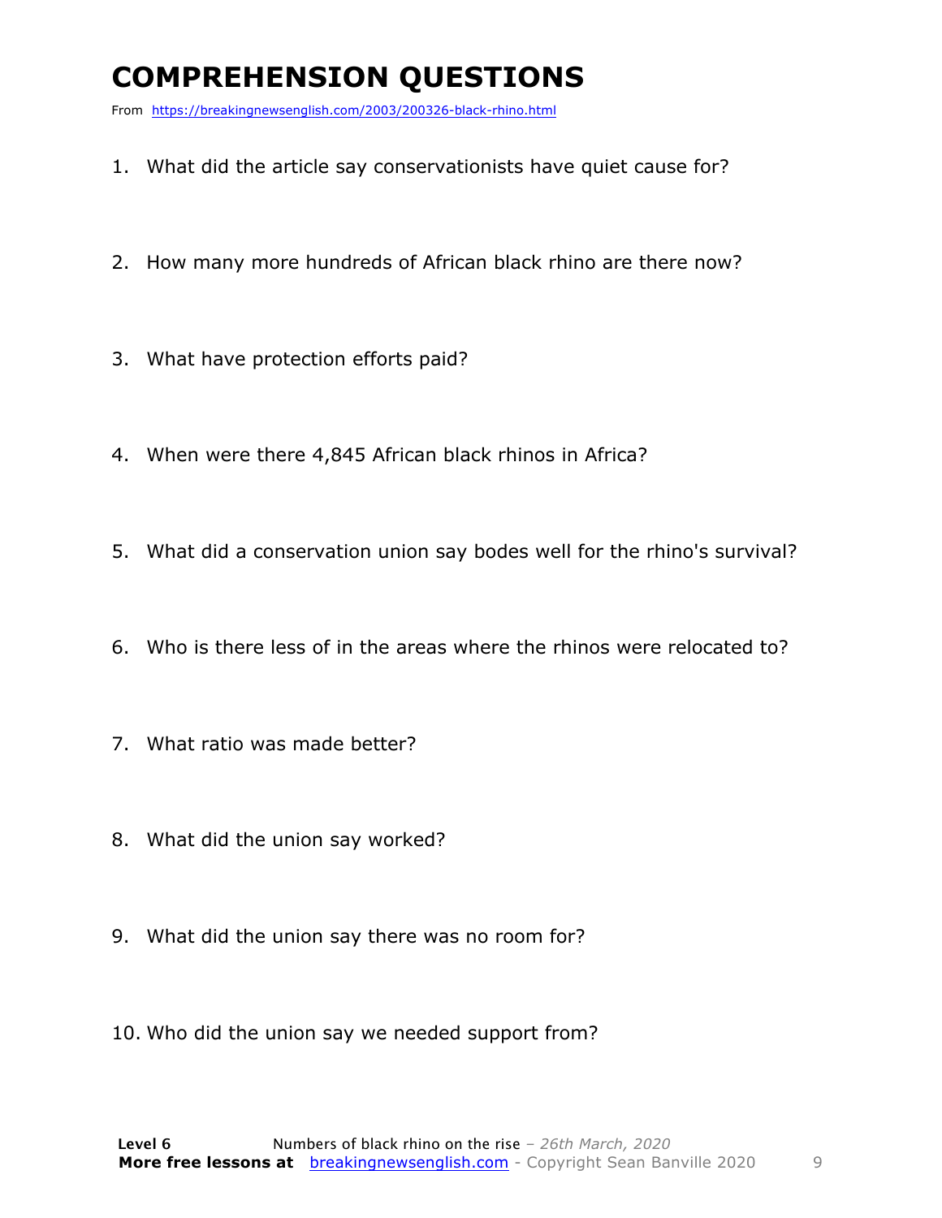# COMPREHENSION QUESTIONS

From https://breakingnewsenglish.com/2003/200326-black-rhino.html

1. What did the article say conservationists have quiet cause for?
2. How many more hundreds of African black rhino are there now?
3. What have protection efforts paid?
4. When were there 4,845 African black rhinos in Africa?
5. What did a conservation union say bodes well for the rhino's survival?
6. Who is there less of in the areas where the rhinos were relocated to?
7. What ratio was made better?
8. What did the union say worked?
9. What did the union say there was no room for?
10. Who did the union say we needed support from?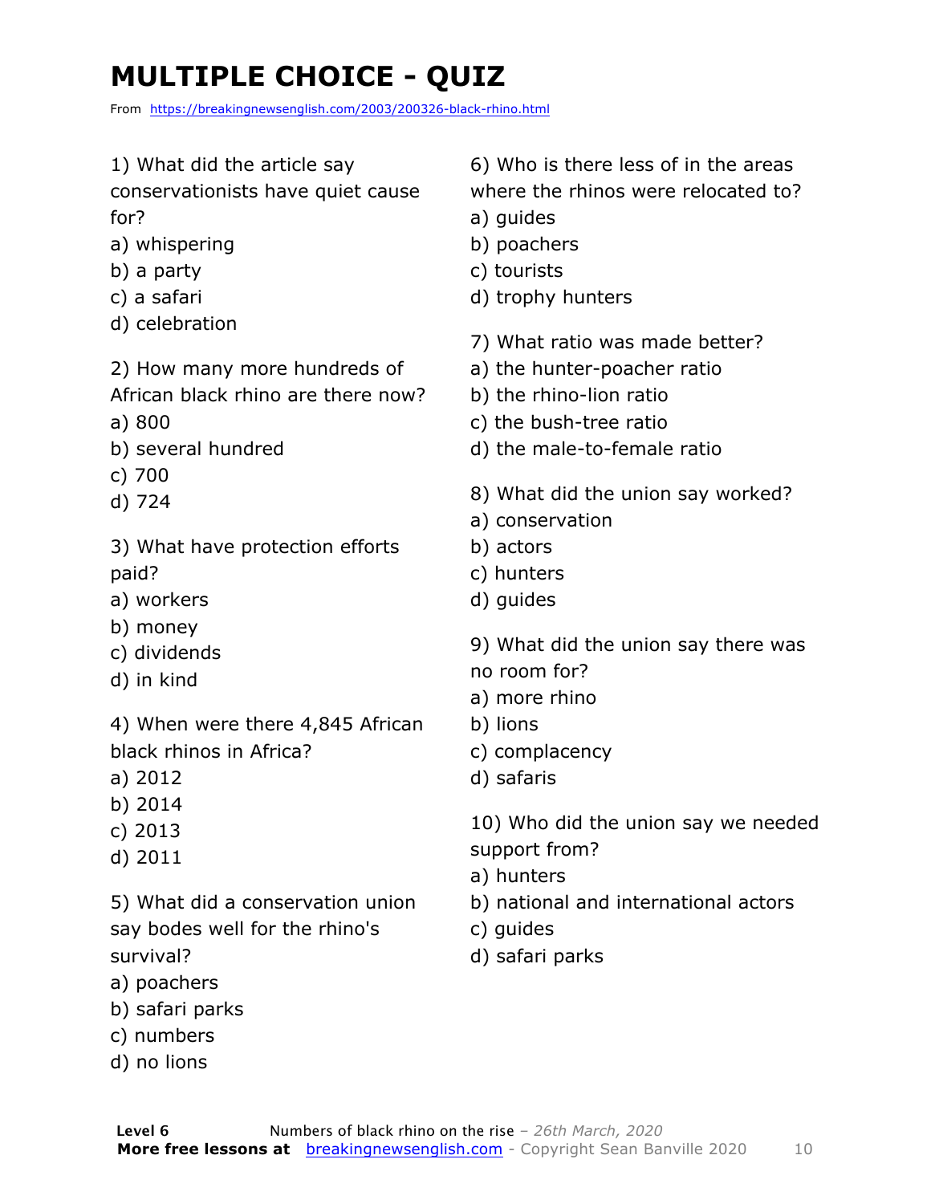# MULTIPLE CHOICE - QUIZ

From https://breakingnewsenglish.com/2003/200326-black-rhino.html

1) What did the article say conservationists have quiet cause for?
a) whispering
b) a party
c) a safari
d) celebration

2) How many more hundreds of African black rhino are there now?
a) 800
b) several hundred
c) 700
d) 724

3) What have protection efforts paid?
a) workers
b) money
c) dividends
d) in kind

4) When were there 4,845 African black rhinos in Africa?
a) 2012
b) 2014
c) 2013
d) 2011

5) What did a conservation union say bodes well for the rhino's survival?
a) poachers
b) safari parks
c) numbers
d) no lions

6) Who is there less of in the areas where the rhinos were relocated to?
a) guides
b) poachers
c) tourists
d) trophy hunters

7) What ratio was made better?
a) the hunter-poacher ratio
b) the rhino-lion ratio
c) the bush-tree ratio
d) the male-to-female ratio

8) What did the union say worked?
a) conservation
b) actors
c) hunters
d) guides

9) What did the union say there was no room for?
a) more rhino
b) lions
c) complacency
d) safaris

10) Who did the union say we needed support from?
a) hunters
b) national and international actors
c) guides
d) safari parks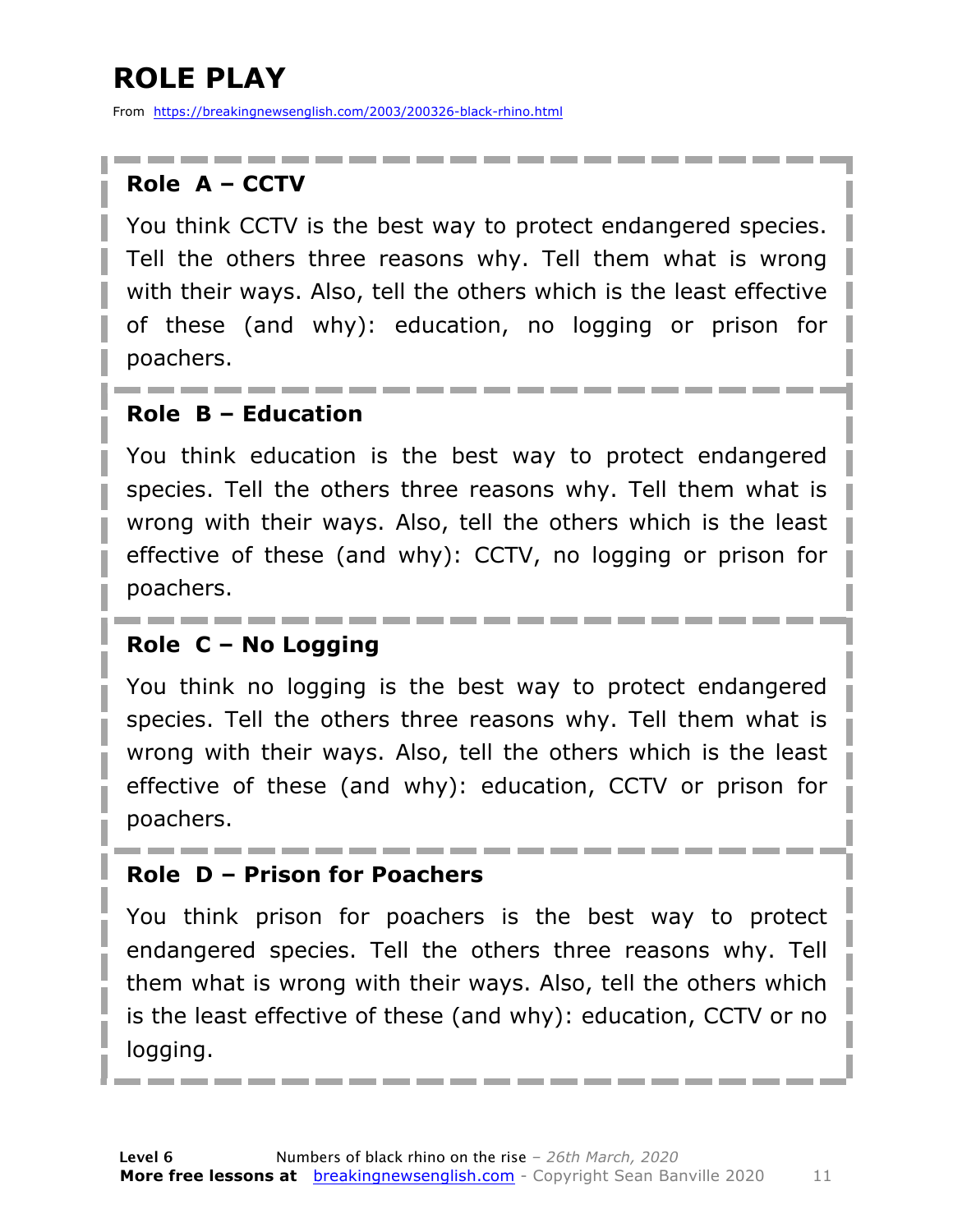# ROLE PLAY

From https://breakingnewsenglish.com/2003/200326-black-rhino.html

**Role A – CCTV**

You think CCTV is the best way to protect endangered species. Tell the others three reasons why. Tell them what is wrong with their ways. Also, tell the others which is the least effective of these (and why): education, no logging or prison for poachers.

**Role B – Education**

You think education is the best way to protect endangered species. Tell the others three reasons why. Tell them what is wrong with their ways. Also, tell the others which is the least effective of these (and why): CCTV, no logging or prison for poachers.

**Role C – No Logging**

You think no logging is the best way to protect endangered species. Tell the others three reasons why. Tell them what is wrong with their ways. Also, tell the others which is the least effective of these (and why): education, CCTV or prison for poachers.

**Role D – Prison for Poachers**

You think prison for poachers is the best way to protect endangered species. Tell the others three reasons why. Tell them what is wrong with their ways. Also, tell the others which is the least effective of these (and why): education, CCTV or no logging.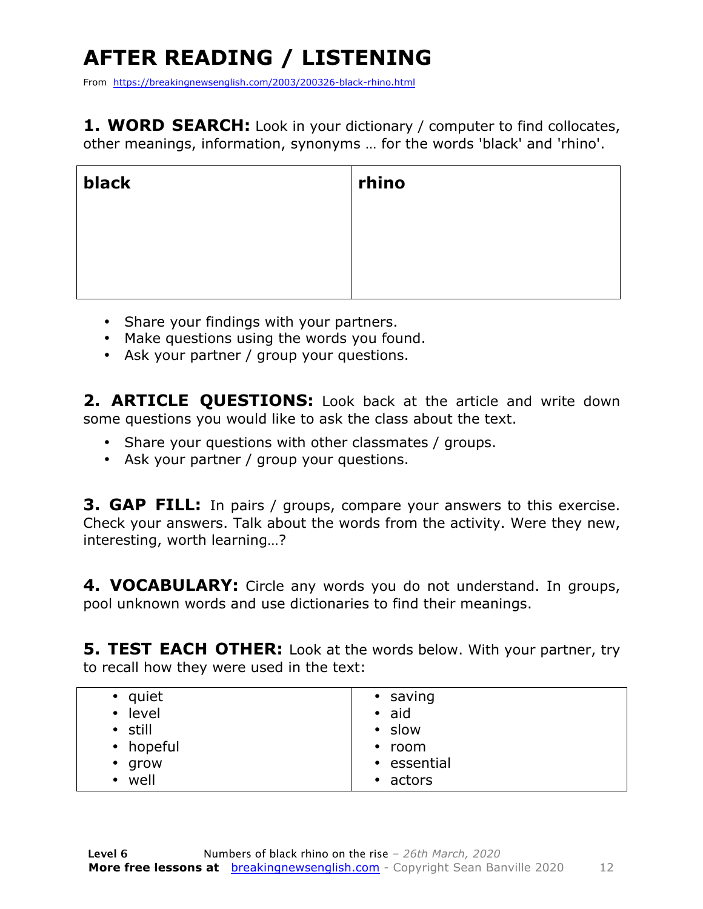# AFTER READING / LISTENING

From https://breakingnewsenglish.com/2003/200326-black-rhino.html

**1. WORD SEARCH:** Look in your dictionary / computer to find collocates, other meanings, information, synonyms … for the words 'black' and 'rhino'.

| black | rhino |
|---|---|
| | |

- Share your findings with your partners.
- Make questions using the words you found.
- Ask your partner / group your questions.

**2. ARTICLE QUESTIONS:** Look back at the article and write down some questions you would like to ask the class about the text.

- Share your questions with other classmates / groups.
- Ask your partner / group your questions.

**3. GAP FILL:** In pairs / groups, compare your answers to this exercise. Check your answers. Talk about the words from the activity. Were they new, interesting, worth learning…?

**4. VOCABULARY:** Circle any words you do not understand. In groups, pool unknown words and use dictionaries to find their meanings.

**5. TEST EACH OTHER:** Look at the words below. With your partner, try to recall how they were used in the text:

| | |
|---|---|
| • quiet<br>• level<br>• still<br>• hopeful<br>• grow<br>• well | • saving<br>• aid<br>• slow<br>• room<br>• essential<br>• actors |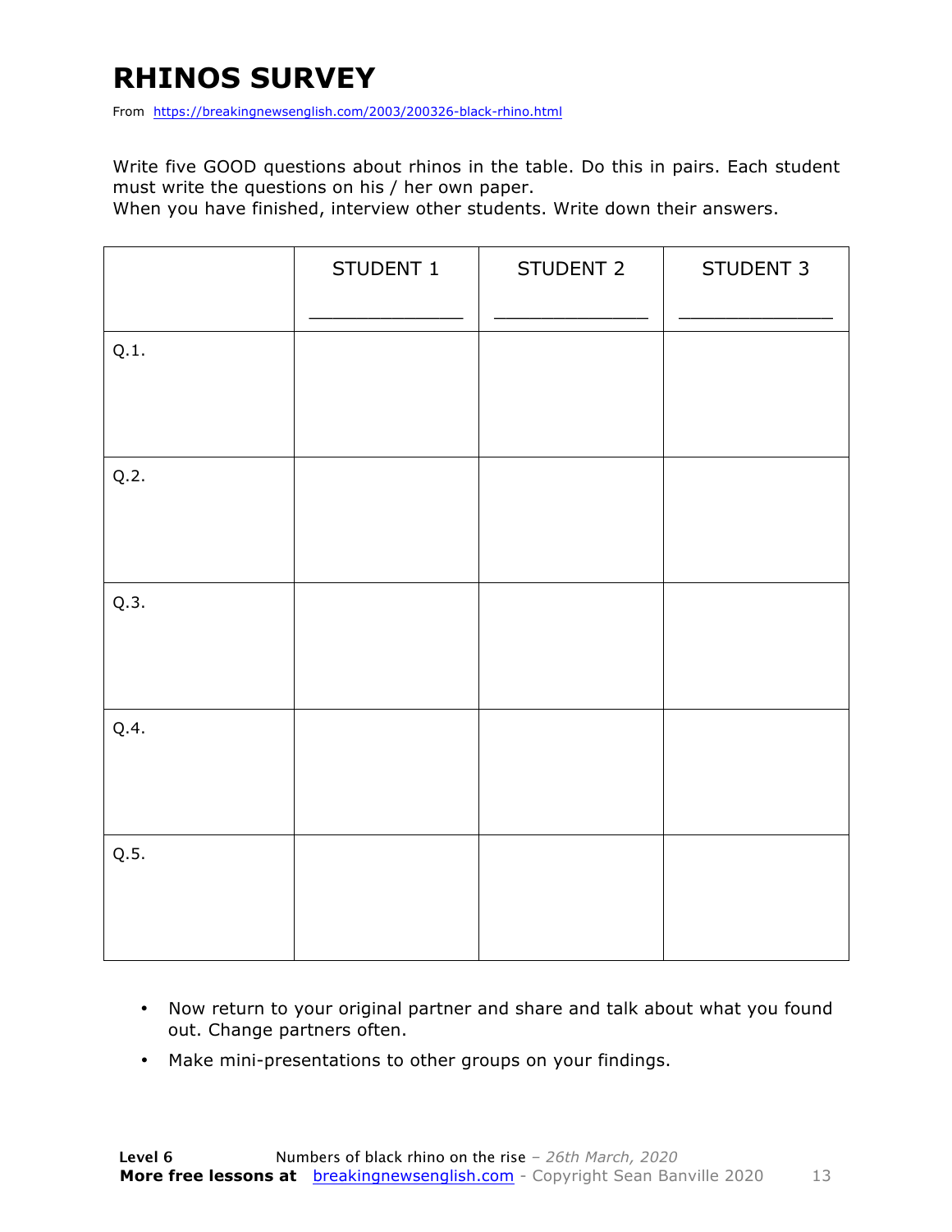# RHINOS SURVEY

From https://breakingnewsenglish.com/2003/200326-black-rhino.html

Write five GOOD questions about rhinos in the table. Do this in pairs. Each student must write the questions on his / her own paper.
When you have finished, interview other students. Write down their answers.

| | STUDENT 1<br>_____________ | STUDENT 2<br>_____________ | STUDENT 3<br>_____________ |
|---|---|---|---|
| Q.1. | | | |
| Q.2. | | | |
| Q.3. | | | |
| Q.4. | | | |
| Q.5. | | | |

- Now return to your original partner and share and talk about what you found out. Change partners often.
- Make mini-presentations to other groups on your findings.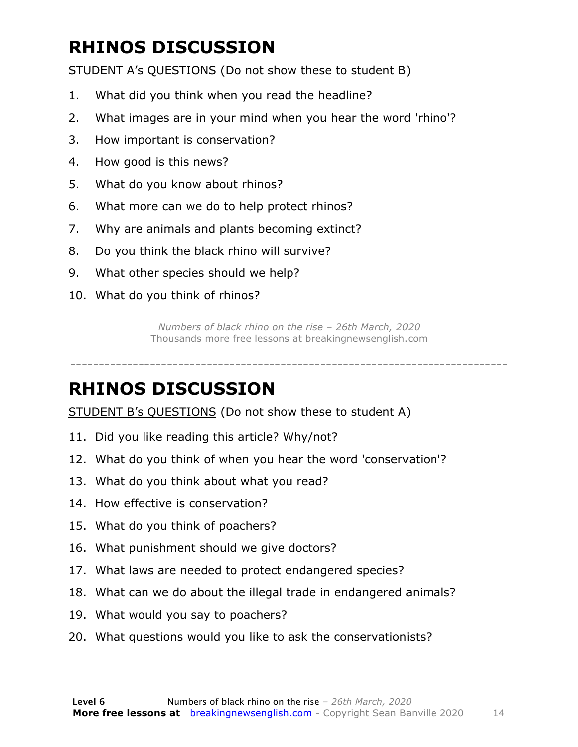# RHINOS DISCUSSION

STUDENT A's QUESTIONS (Do not show these to student B)

1. What did you think when you read the headline?
2. What images are in your mind when you hear the word 'rhino'?
3. How important is conservation?
4. How good is this news?
5. What do you know about rhinos?
6. What more can we do to help protect rhinos?
7. Why are animals and plants becoming extinct?
8. Do you think the black rhino will survive?
9. What other species should we help?
10. What do you think of rhinos?

*Numbers of black rhino on the rise – 26th March, 2020*
Thousands more free lessons at breakingnewsenglish.com

---

# RHINOS DISCUSSION

STUDENT B's QUESTIONS (Do not show these to student A)

11. Did you like reading this article? Why/not?
12. What do you think of when you hear the word 'conservation'?
13. What do you think about what you read?
14. How effective is conservation?
15. What do you think of poachers?
16. What punishment should we give doctors?
17. What laws are needed to protect endangered species?
18. What can we do about the illegal trade in endangered animals?
19. What would you say to poachers?
20. What questions would you like to ask the conservationists?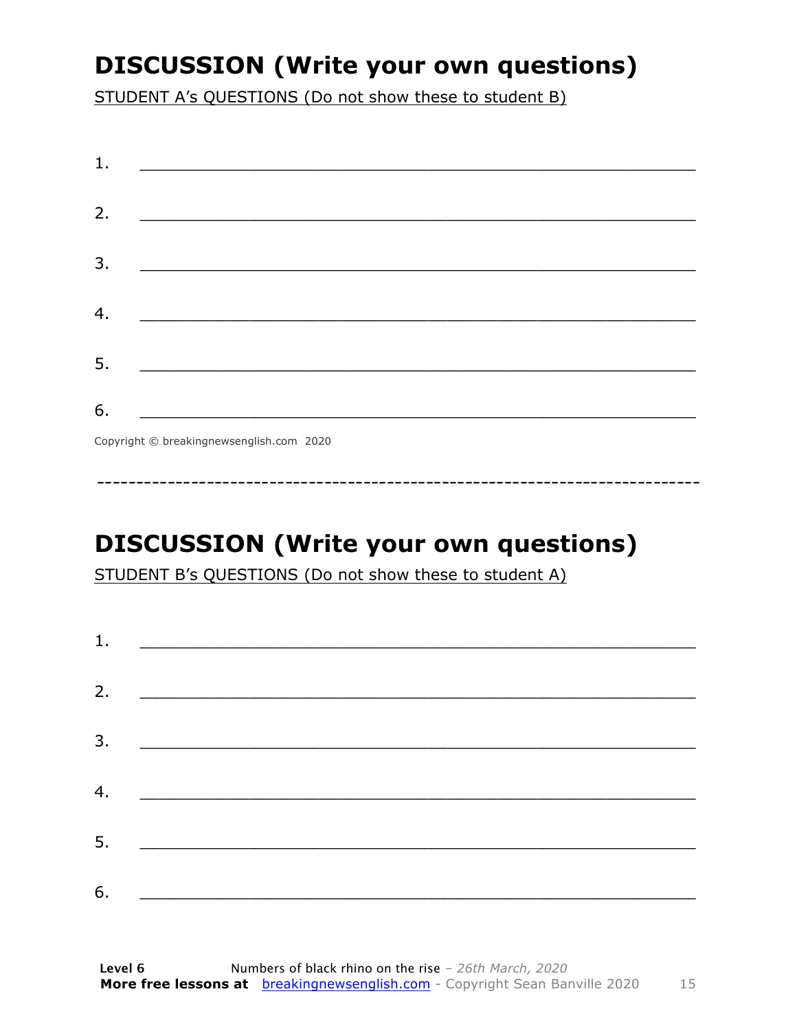# DISCUSSION (Write your own questions)

STUDENT A's QUESTIONS (Do not show these to student B)

1. ___________________________________________________________

2. ___________________________________________________________

3. ___________________________________________________________

4. ___________________________________________________________

5. ___________________________________________________________

6. ___________________________________________________________

Copyright © breakingnewsenglish.com 2020

---

# DISCUSSION (Write your own questions)

STUDENT B's QUESTIONS (Do not show these to student A)

1. ___________________________________________________________

2. ___________________________________________________________

3. ___________________________________________________________

4. ___________________________________________________________

5. ___________________________________________________________

6. ___________________________________________________________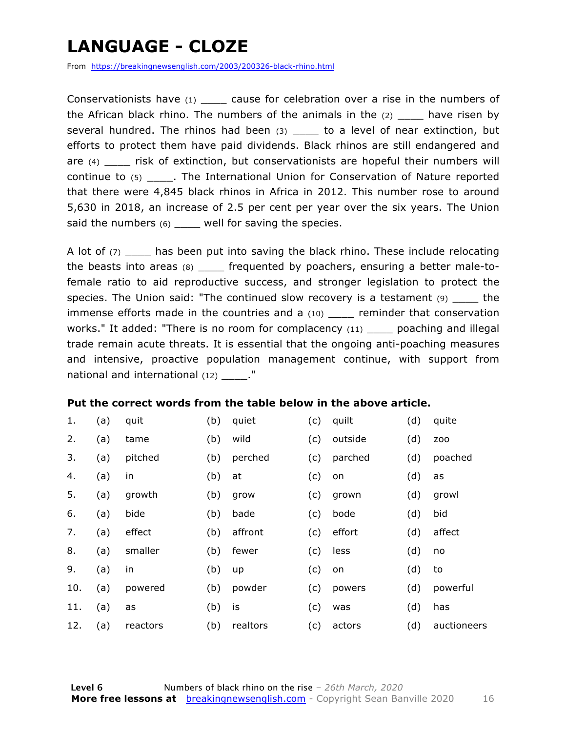# LANGUAGE - CLOZE

From https://breakingnewsenglish.com/2003/200326-black-rhino.html

Conservationists have (1) ____ cause for celebration over a rise in the numbers of the African black rhino. The numbers of the animals in the (2) ____ have risen by several hundred. The rhinos had been (3) ____ to a level of near extinction, but efforts to protect them have paid dividends. Black rhinos are still endangered and are (4) ____ risk of extinction, but conservationists are hopeful their numbers will continue to (5) ____. The International Union for Conservation of Nature reported that there were 4,845 black rhinos in Africa in 2012. This number rose to around 5,630 in 2018, an increase of 2.5 per cent per year over the six years. The Union said the numbers (6) ____ well for saving the species.

A lot of (7) ____ has been put into saving the black rhino. These include relocating the beasts into areas (8) ____ frequented by poachers, ensuring a better male-to-female ratio to aid reproductive success, and stronger legislation to protect the species. The Union said: "The continued slow recovery is a testament (9) ____ the immense efforts made in the countries and a (10) ____ reminder that conservation works." It added: "There is no room for complacency (11) ____ poaching and illegal trade remain acute threats. It is essential that the ongoing anti-poaching measures and intensive, proactive population management continue, with support from national and international (12) ____."

**Put the correct words from the table below in the above article.**

| | | | | | | | | |
|---|---|---|---|---|---|---|---|---|
| 1. | (a) | quit | (b) | quiet | (c) | quilt | (d) | quite |
| 2. | (a) | tame | (b) | wild | (c) | outside | (d) | zoo |
| 3. | (a) | pitched | (b) | perched | (c) | parched | (d) | poached |
| 4. | (a) | in | (b) | at | (c) | on | (d) | as |
| 5. | (a) | growth | (b) | grow | (c) | grown | (d) | growl |
| 6. | (a) | bide | (b) | bade | (c) | bode | (d) | bid |
| 7. | (a) | effect | (b) | affront | (c) | effort | (d) | affect |
| 8. | (a) | smaller | (b) | fewer | (c) | less | (d) | no |
| 9. | (a) | in | (b) | up | (c) | on | (d) | to |
| 10. | (a) | powered | (b) | powder | (c) | powers | (d) | powerful |
| 11. | (a) | as | (b) | is | (c) | was | (d) | has |
| 12. | (a) | reactors | (b) | realtors | (c) | actors | (d) | auctioneers |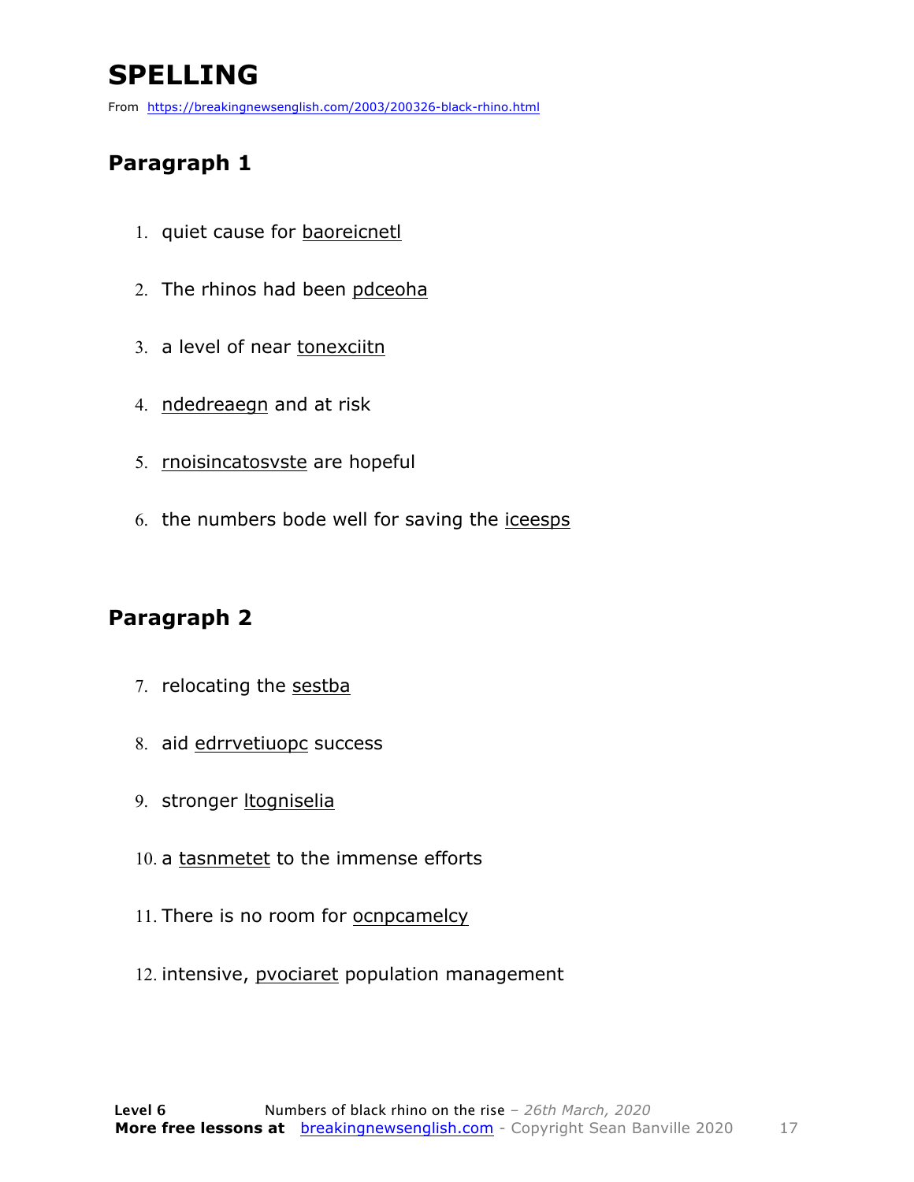# SPELLING

From https://breakingnewsenglish.com/2003/200326-black-rhino.html

## Paragraph 1

1. quiet cause for baoreicnetl
2. The rhinos had been pdceoha
3. a level of near tonexciitn
4. ndedreaegn and at risk
5. rnoisincatosvste are hopeful
6. the numbers bode well for saving the iceesps

## Paragraph 2

7. relocating the sestba
8. aid edrrvetiuopc success
9. stronger ltogniselia
10. a tasnmetet to the immense efforts
11. There is no room for ocnpcamelcy
12. intensive, pvociaret population management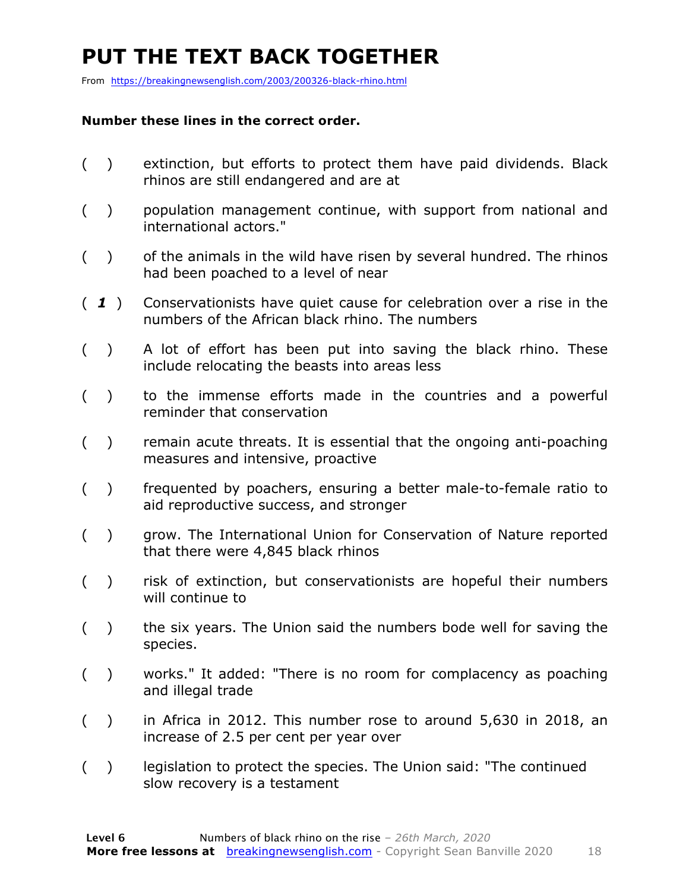# PUT THE TEXT BACK TOGETHER

From https://breakingnewsenglish.com/2003/200326-black-rhino.html

**Number these lines in the correct order.**

( ) extinction, but efforts to protect them have paid dividends. Black rhinos are still endangered and are at

( ) population management continue, with support from national and international actors."

( ) of the animals in the wild have risen by several hundred. The rhinos had been poached to a level of near

( *1* ) Conservationists have quiet cause for celebration over a rise in the numbers of the African black rhino. The numbers

( ) A lot of effort has been put into saving the black rhino. These include relocating the beasts into areas less

( ) to the immense efforts made in the countries and a powerful reminder that conservation

( ) remain acute threats. It is essential that the ongoing anti-poaching measures and intensive, proactive

( ) frequented by poachers, ensuring a better male-to-female ratio to aid reproductive success, and stronger

( ) grow. The International Union for Conservation of Nature reported that there were 4,845 black rhinos

( ) risk of extinction, but conservationists are hopeful their numbers will continue to

( ) the six years. The Union said the numbers bode well for saving the species.

( ) works." It added: "There is no room for complacency as poaching and illegal trade

( ) in Africa in 2012. This number rose to around 5,630 in 2018, an increase of 2.5 per cent per year over

( ) legislation to protect the species. The Union said: "The continued slow recovery is a testament

**Level 6** Numbers of black rhino on the rise – *26th March, 2020*
**More free lessons at** breakingnewsenglish.com - Copyright Sean Banville 2020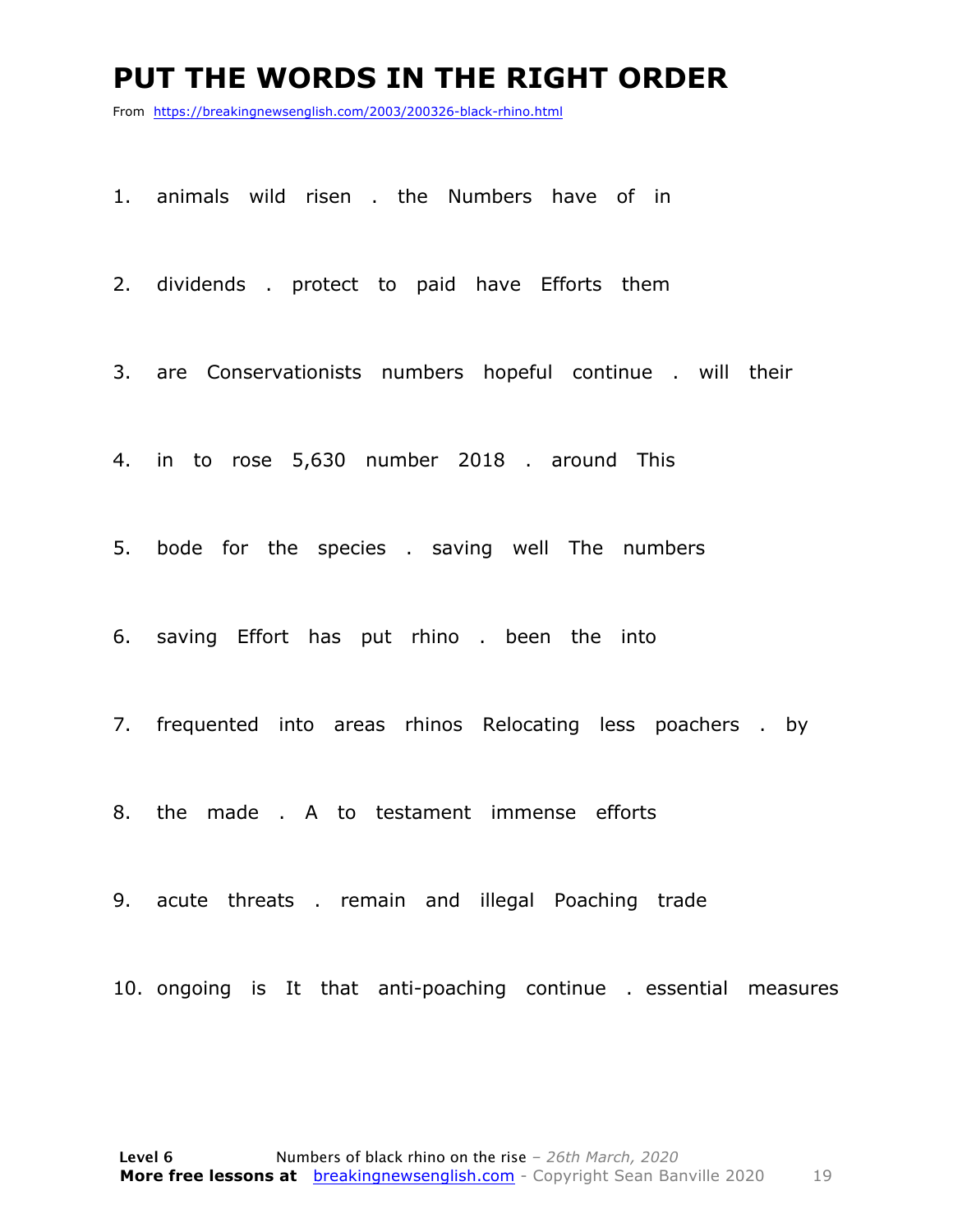# PUT THE WORDS IN THE RIGHT ORDER

From https://breakingnewsenglish.com/2003/200326-black-rhino.html

1. animals wild risen . the Numbers have of in

2. dividends . protect to paid have Efforts them

3. are Conservationists numbers hopeful continue . will their

4. in to rose 5,630 number 2018 . around This

5. bode for the species . saving well The numbers

6. saving Effort has put rhino . been the into

7. frequented into areas rhinos Relocating less poachers . by

8. the made . A to testament immense efforts

9. acute threats . remain and illegal Poaching trade

10. ongoing is It that anti-poaching continue . essential measures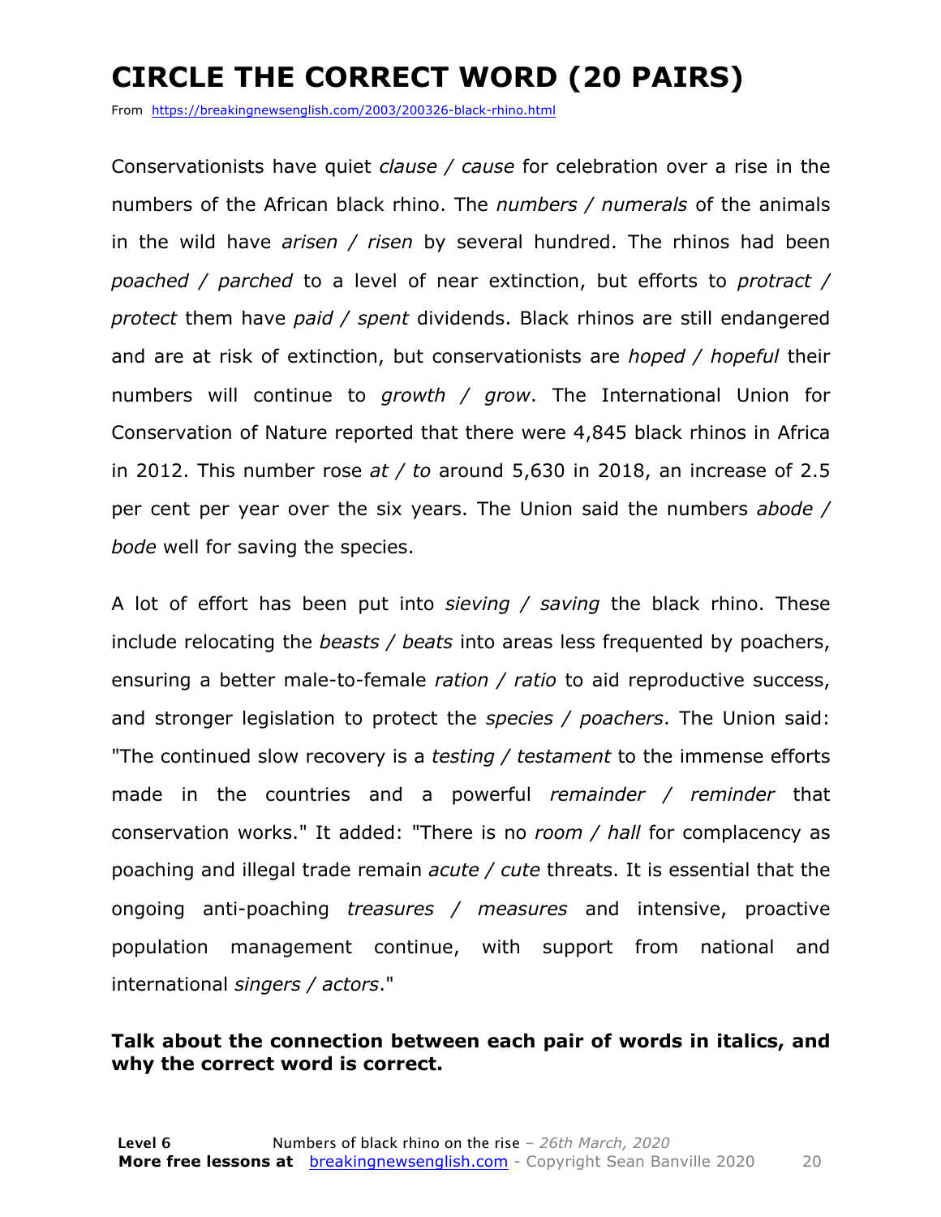# CIRCLE THE CORRECT WORD (20 PAIRS)

From https://breakingnewsenglish.com/2003/200326-black-rhino.html

Conservationists have quiet *clause / cause* for celebration over a rise in the numbers of the African black rhino. The *numbers / numerals* of the animals in the wild have *arisen / risen* by several hundred. The rhinos had been *poached / parched* to a level of near extinction, but efforts to *protract / protect* them have *paid / spent* dividends. Black rhinos are still endangered and are at risk of extinction, but conservationists are *hoped / hopeful* their numbers will continue to *growth / grow*. The International Union for Conservation of Nature reported that there were 4,845 black rhinos in Africa in 2012. This number rose *at / to* around 5,630 in 2018, an increase of 2.5 per cent per year over the six years. The Union said the numbers *abode / bode* well for saving the species.

A lot of effort has been put into *sieving / saving* the black rhino. These include relocating the *beasts / beats* into areas less frequented by poachers, ensuring a better male-to-female *ration / ratio* to aid reproductive success, and stronger legislation to protect the *species / poachers*. The Union said: "The continued slow recovery is a *testing / testament* to the immense efforts made in the countries and a powerful *remainder / reminder* that conservation works." It added: "There is no *room / hall* for complacency as poaching and illegal trade remain *acute / cute* threats. It is essential that the ongoing anti-poaching *treasures / measures* and intensive, proactive population management continue, with support from national and international *singers / actors*."

**Talk about the connection between each pair of words in italics, and why the correct word is correct.**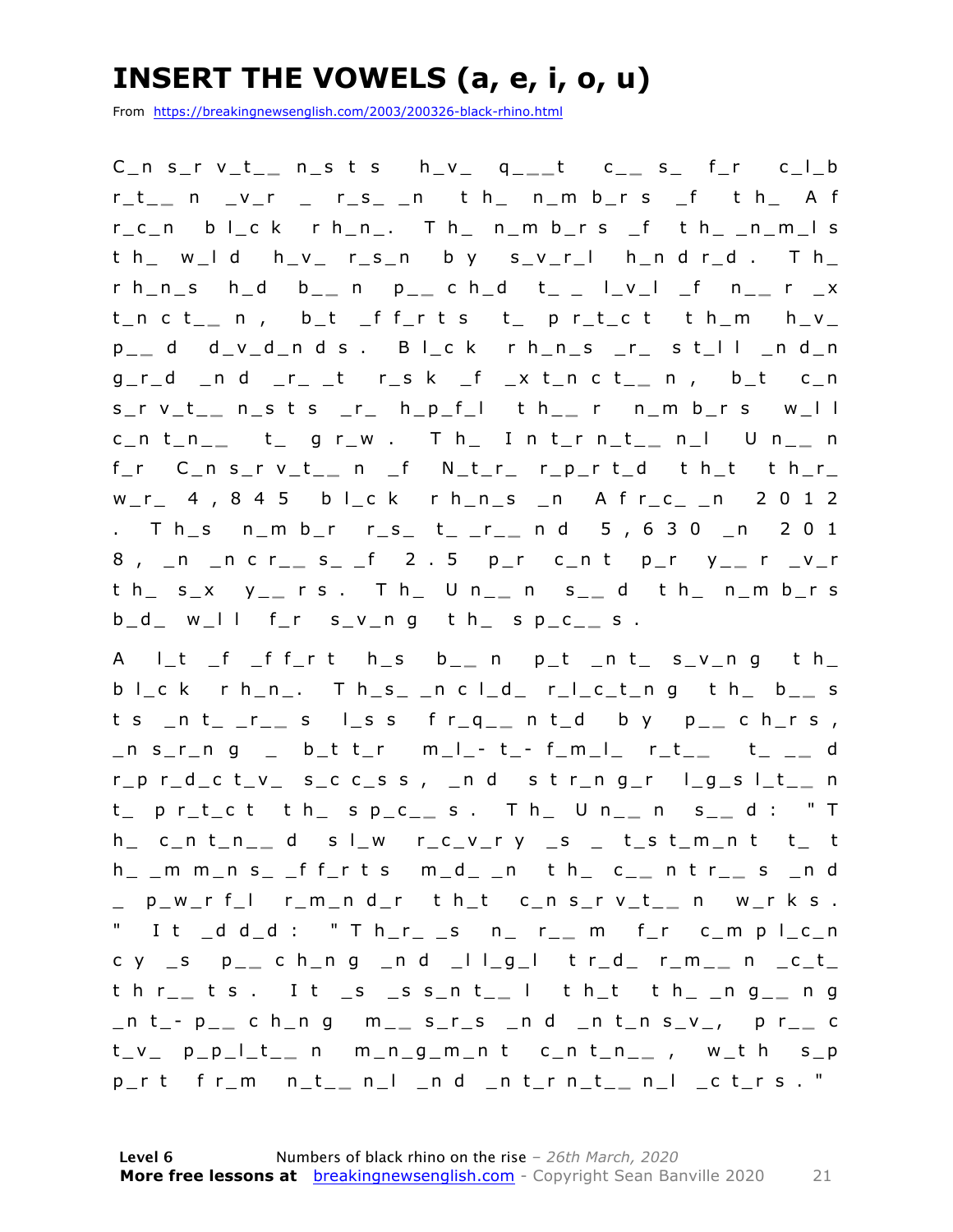# INSERT THE VOWELS (a, e, i, o, u)

From https://breakingnewsenglish.com/2003/200326-black-rhino.html

C_n s_r v_t_ _ n_s t s h_v_ q_ _ _t c_ _ s_ f_r c_l_b r_t_ _ n _v_r _ r_s_ _n t h_ n_m b_r s _f t h_ A f r_c_n b l_c k r h_n_. T h_ n_m b_r s _f t h_ _n_m_l s t h_ w_l d h_v_ r_s_n b y s_v_r_l h_n d r_d . T h_ r h_n_s h_d b_ _ n p_ _ c h_d t_ _ l_v_l _f n_ _ r _x t_n c t_ _ n , b_t _f f_r t s t_ p r_t_c t t h_m h_v_ p_ _ d d_v_d_n d s . B l_c k r h_n_s _r_ s t_l l _n d_n g_r_d _n d _r_ _t r_s k _f _x t_n c t_ _ n , b_t c_n s_r v_t_ _ n_s t s _r_ h_p_f_l t h_ _ r n_m b_r s w_l l c_n t_n_ _ t_ g r_w . T h_ I n t_r n_t_ _ n_l U n_ _ n f_r C_n s_r v_t_ _ n _f N_t_r_ r_p_r t_d t h_t t h_r_ w_r_ 4 , 8 4 5 b l_c k r h_n_s _n A f r_c_ _n 2 0 1 2 . T h_s n_m b_r r_s_ t_ _r_ _ n d 5 , 6 3 0 _n 2 0 1 8 , _n _n c r_ _ s_ _f 2 . 5 p_r c_n t p_r y_ _ r _v_r t h_ s_x y_ _ r s . T h_ U n_ _ n s_ _ d t h_ n_m b_r s b_d_ w_l l f_r s_v_n g t h_ s p_c_ _ s .

A l_t _f _f f_r t h_s b_ _ n p_t _n t_ s_v_n g t h_ b l_c k r h_n_. T h_s_ _n c l_d_ r_l_c_t_n g t h_ b_ _ s t s _n t_ _r_ _ s l_s s f r_q_ _ n t_d b y p_ _ c h_r s , _n s_r_n g _ b_t t_r m_l_- t_- f_m_l_ r_t_ _ t_ _ _ d r_p r_d_c t_v_ s_c c_s s , _n d s t r_n g_r l_g_s l_t_ _ n t_ p r_t_c t t h_ s p_c_ _ s . T h_ U n_ _ n s_ _ d : " T h_ c_n t_n_ _ d s l_w r_c_v_r y _s _ t_s t_m_n t t_ t h_ _m m_n s_ _f f_r t s m_d_ _n t h_ c_ _ n t r_ _ s _n d _ p_w_r f_l r_m_n d_r t h_t c_n s_r v_t_ _ n w_r k s . " I t _d d_d : " T h_r_ _s n_ r_ _ m f_r c_m p l_c_n c y _s p_ _ c h_n g _n d _l l_g_l t r_d_ r_m_ _ n _c_t_ t h r_ _ t s . I t _s _s s_n t_ _ l t h_t t h_ _n g_ _ n g _n t_- p_ _ c h_n g m_ _ s_r_s _n d _n t_n s_v_, p r_ _ c t_v_ p_p_l_t_ _ n m_n_g_m_n t c_n t_n_ _ , w_t h s_p p_r t f r_m n_t_ _ n_l _n d _n t_r n_t_ _ n_l _c t_r s . "

**Level 6** Numbers of black rhino on the rise – *26th March, 2020*
**More free lessons at** breakingnewsenglish.com - Copyright Sean Banville 2020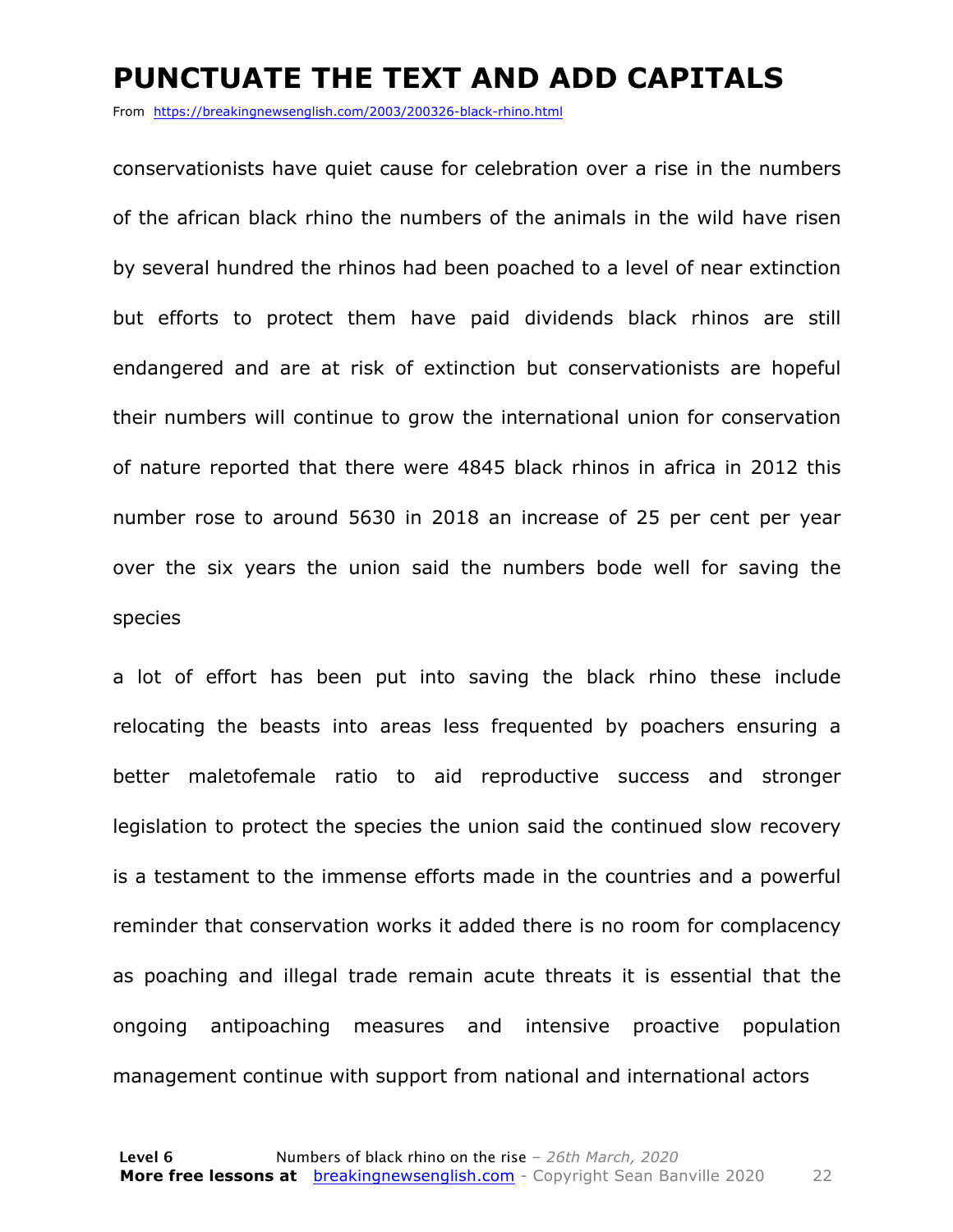# PUNCTUATE THE TEXT AND ADD CAPITALS

From https://breakingnewsenglish.com/2003/200326-black-rhino.html

conservationists have quiet cause for celebration over a rise in the numbers of the african black rhino the numbers of the animals in the wild have risen by several hundred the rhinos had been poached to a level of near extinction but efforts to protect them have paid dividends black rhinos are still endangered and are at risk of extinction but conservationists are hopeful their numbers will continue to grow the international union for conservation of nature reported that there were 4845 black rhinos in africa in 2012 this number rose to around 5630 in 2018 an increase of 25 per cent per year over the six years the union said the numbers bode well for saving the species

a lot of effort has been put into saving the black rhino these include relocating the beasts into areas less frequented by poachers ensuring a better maletofemale ratio to aid reproductive success and stronger legislation to protect the species the union said the continued slow recovery is a testament to the immense efforts made in the countries and a powerful reminder that conservation works it added there is no room for complacency as poaching and illegal trade remain acute threats it is essential that the ongoing antipoaching measures and intensive proactive population management continue with support from national and international actors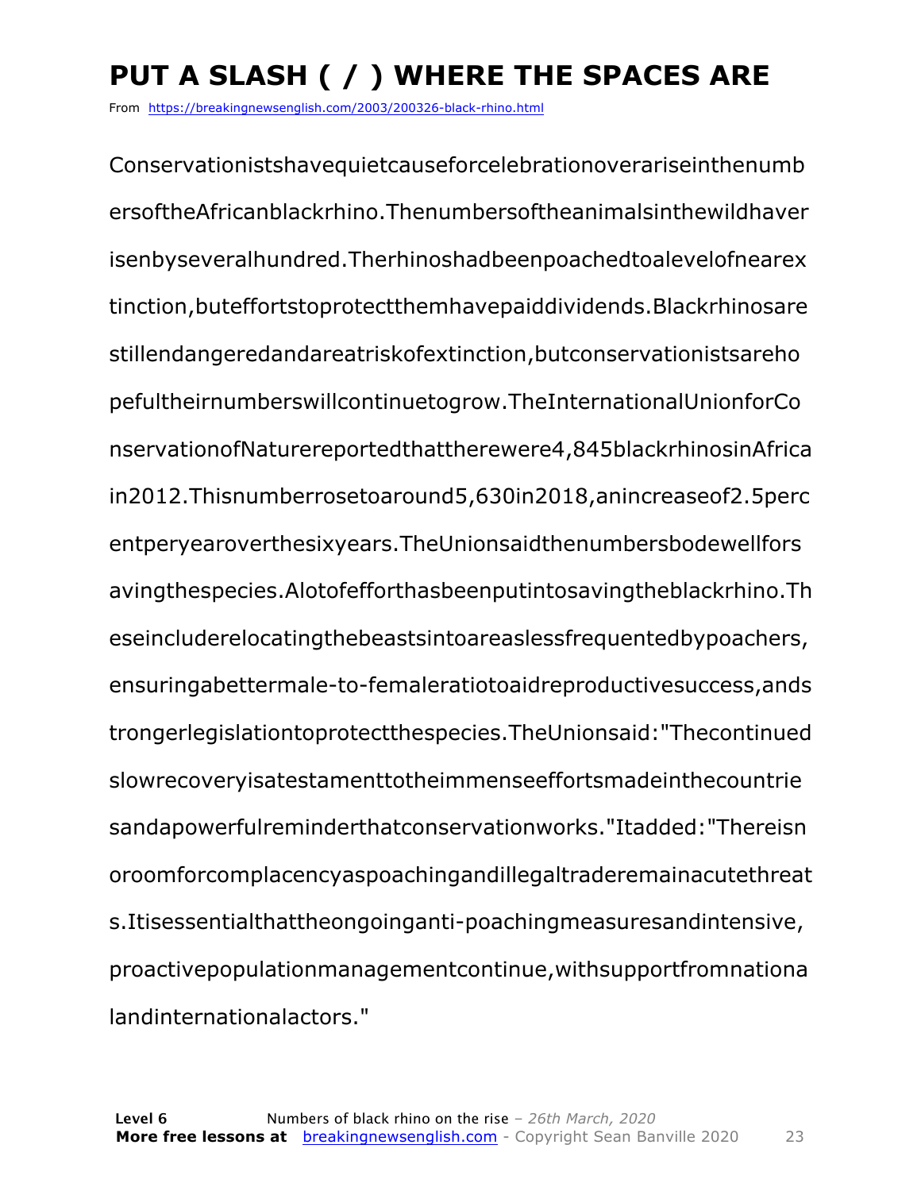# PUT A SLASH ( / ) WHERE THE SPACES ARE

From https://breakingnewsenglish.com/2003/200326-black-rhino.html

Conservationistshavequietcauseforcelebrationoverariseinthenumb ersoftheAfricanblackrhino.Thenumbersoftheanimalsinthewildhaver isenbyseveralhundred.Therhinoshadbeenpoachedtoalevelofnearex tinction,buteffortstoprotectthemhavepaiddividends.Blackrhinosare stillendangeredandareatriskofextinction,butconservationistsareho pefultheirnumberswillcontinuetogrow.TheInternationalUnionforCo nservationofNaturereportedthattherewere4,845blackrhinosinAfrica in2012.Thisnumberrosetoaround5,630in2018,anincreaseof2.5perc entperyearoverthesixyears.TheUnionsaidthenumbersbodewellfors avingthespecies.Alotofefforthasbeenputintosavingtheblackrhino.Th eseincluderelocatingthebeastsintoareaslessfrequentedbypoachers, ensuringabettermale-to-femaleratiotoaidreproductivesuccess,ands trongerlegislationtoprotectthespecies.TheUnionsaid:"Thecontinued slowrecoveryisatestamenttotheimmenseeffortsmadeinthecountrie sandapowerfulreminderthatconservationworks."Itadded:"Thereisn oroomforcomplacencyaspoachingandillegaltraderemainacutethreat s.Itisessentialthattheongoinganti-poachingmeasuresandintensive, proactivepopulationmanagementcontinue,withsupportfromnationa landinternationalactors."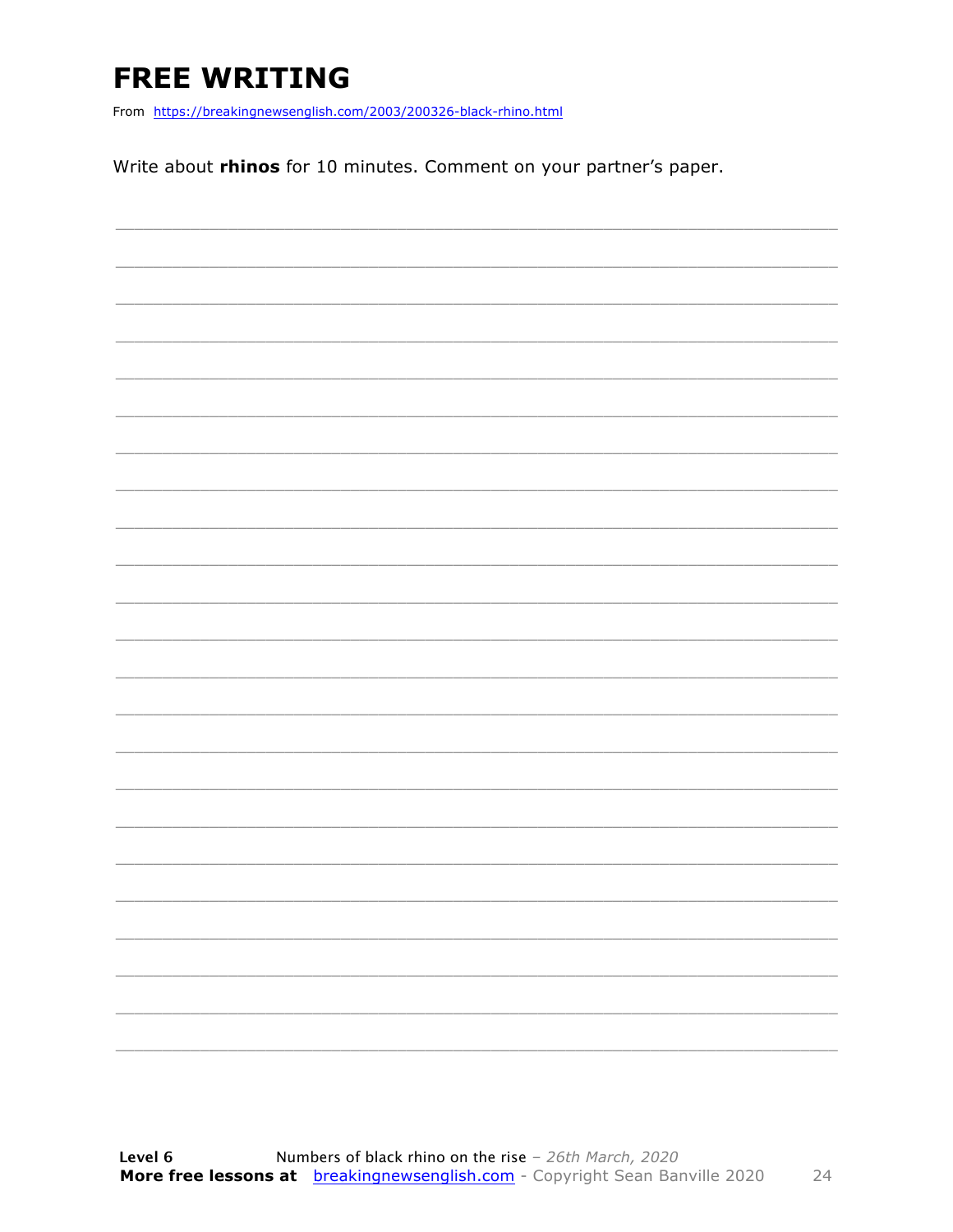# FREE WRITING

From https://breakingnewsenglish.com/2003/200326-black-rhino.html

Write about **rhinos** for 10 minutes. Comment on your partner's paper.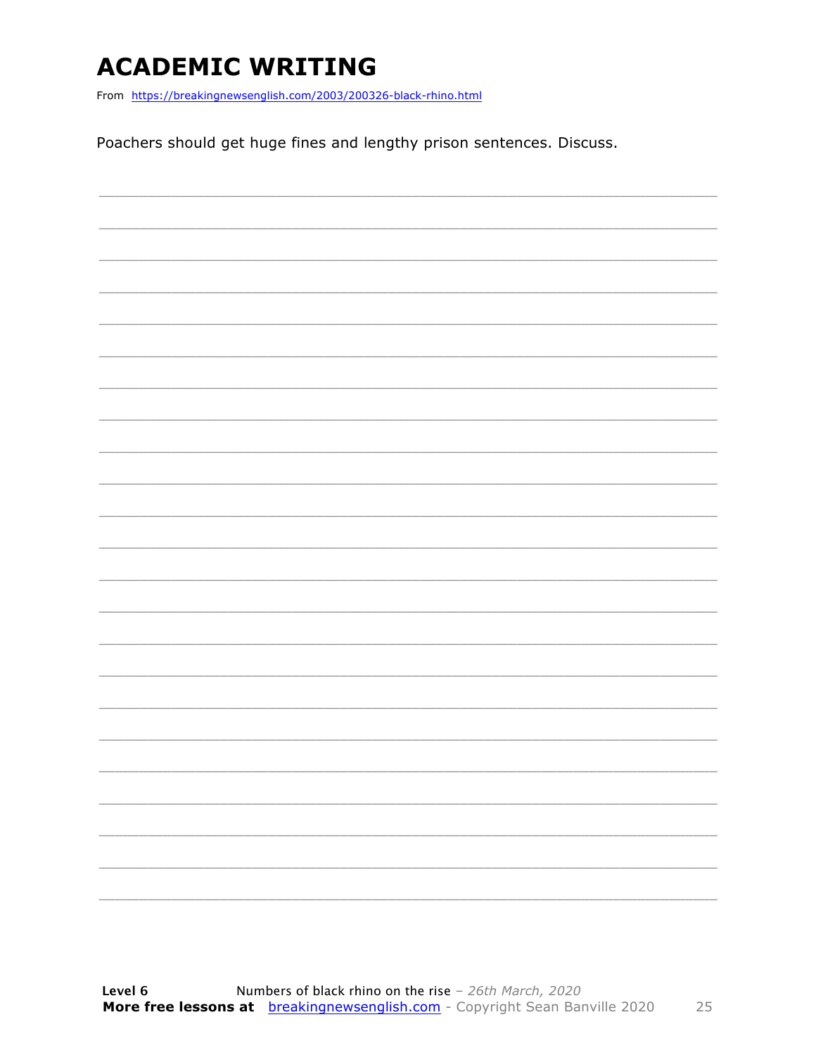# ACADEMIC WRITING

From https://breakingnewsenglish.com/2003/200326-black-rhino.html

Poachers should get huge fines and lengthy prison sentences. Discuss.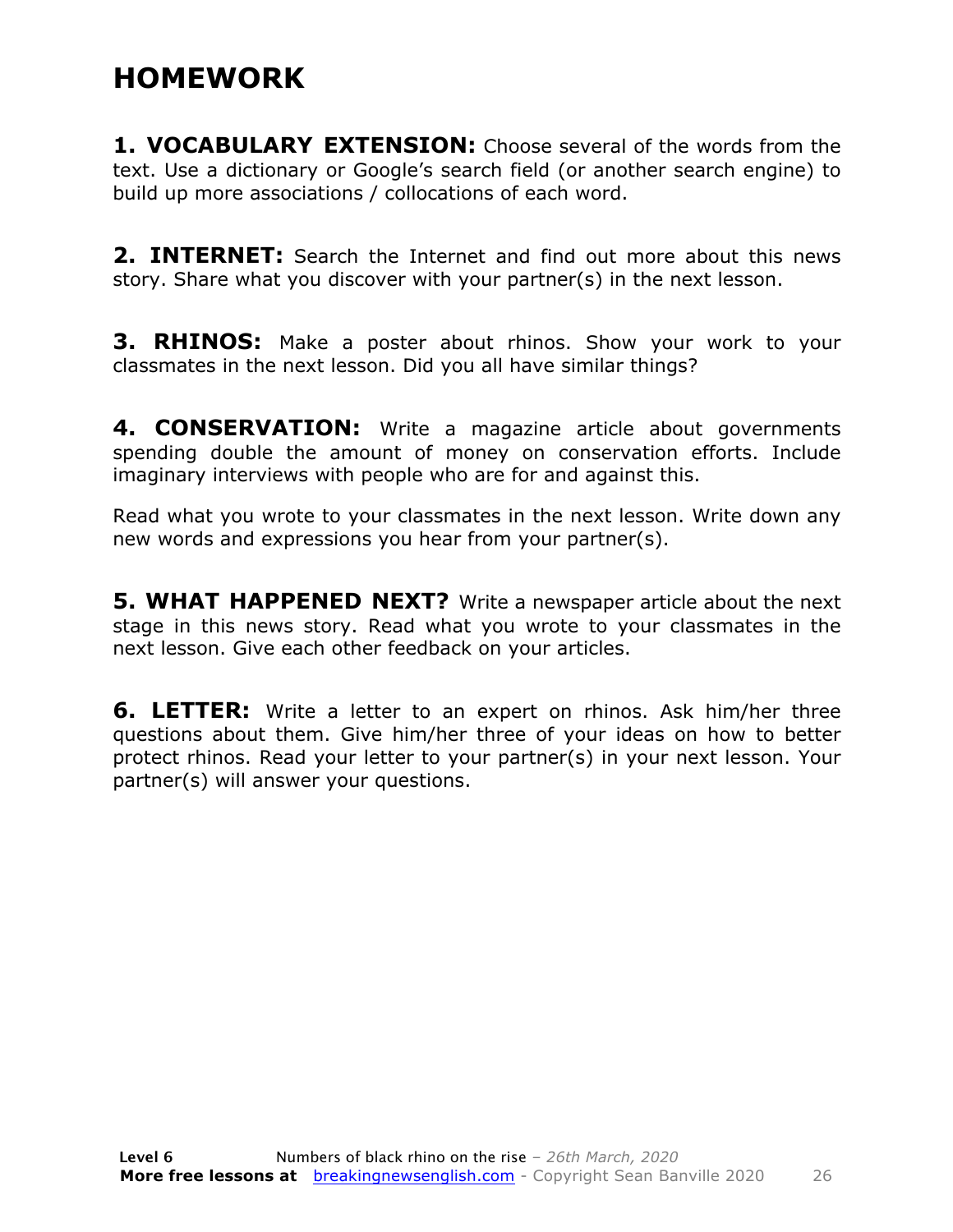# HOMEWORK

**1. VOCABULARY EXTENSION:** Choose several of the words from the text. Use a dictionary or Google's search field (or another search engine) to build up more associations / collocations of each word.

**2. INTERNET:** Search the Internet and find out more about this news story. Share what you discover with your partner(s) in the next lesson.

**3. RHINOS:** Make a poster about rhinos. Show your work to your classmates in the next lesson. Did you all have similar things?

**4. CONSERVATION:** Write a magazine article about governments spending double the amount of money on conservation efforts. Include imaginary interviews with people who are for and against this.

Read what you wrote to your classmates in the next lesson. Write down any new words and expressions you hear from your partner(s).

**5. WHAT HAPPENED NEXT?** Write a newspaper article about the next stage in this news story. Read what you wrote to your classmates in the next lesson. Give each other feedback on your articles.

**6. LETTER:** Write a letter to an expert on rhinos. Ask him/her three questions about them. Give him/her three of your ideas on how to better protect rhinos. Read your letter to your partner(s) in your next lesson. Your partner(s) will answer your questions.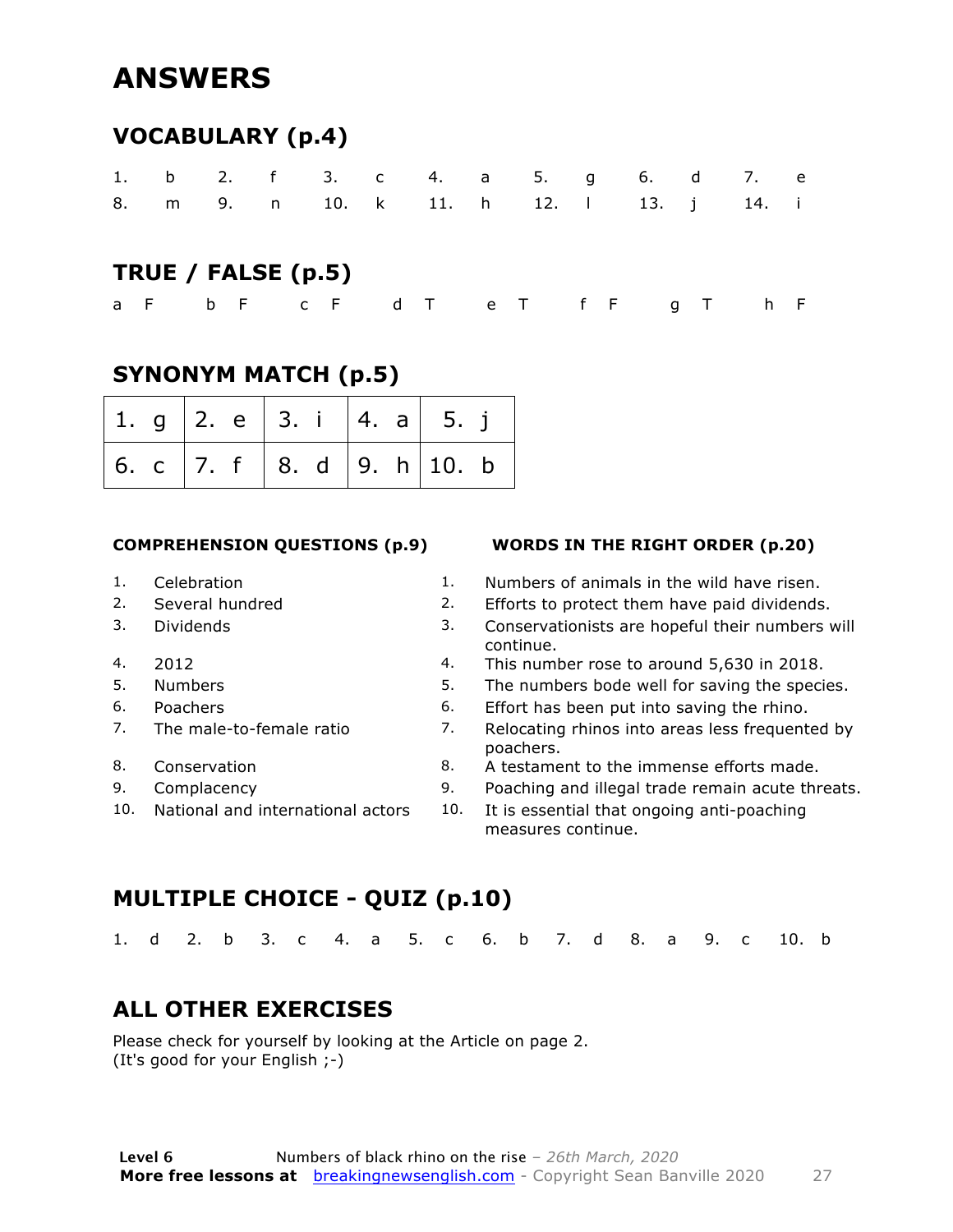# ANSWERS

## VOCABULARY (p.4)

| | | | | | | |
|---|---|---|---|---|---|---|
| 1. b | 2. f | 3. c | 4. a | 5. g | 6. d | 7. e |
| 8. m | 9. n | 10. k | 11. h | 12. l | 13. j | 14. i |

## TRUE / FALSE (p.5)

a F b F c F d T e T f F g T h F

## SYNONYM MATCH (p.5)

| | | | | |
|---|---|---|---|---|
| 1. g | 2. e | 3. i | 4. a | 5. j |
| 6. c | 7. f | 8. d | 9. h | 10. b |

### COMPREHENSION QUESTIONS (p.9)

1. Celebration
2. Several hundred
3. Dividends
4. 2012
5. Numbers
6. Poachers
7. The male-to-female ratio
8. Conservation
9. Complacency
10. National and international actors

### WORDS IN THE RIGHT ORDER (p.20)

1. Numbers of animals in the wild have risen.
2. Efforts to protect them have paid dividends.
3. Conservationists are hopeful their numbers will continue.
4. This number rose to around 5,630 in 2018.
5. The numbers bode well for saving the species.
6. Effort has been put into saving the rhino.
7. Relocating rhinos into areas less frequented by poachers.
8. A testament to the immense efforts made.
9. Poaching and illegal trade remain acute threats.
10. It is essential that ongoing anti-poaching measures continue.

## MULTIPLE CHOICE - QUIZ (p.10)

1. d 2. b 3. c 4. a 5. c 6. b 7. d 8. a 9. c 10. b

## ALL OTHER EXERCISES

Please check for yourself by looking at the Article on page 2.
(It's good for your English ;-)